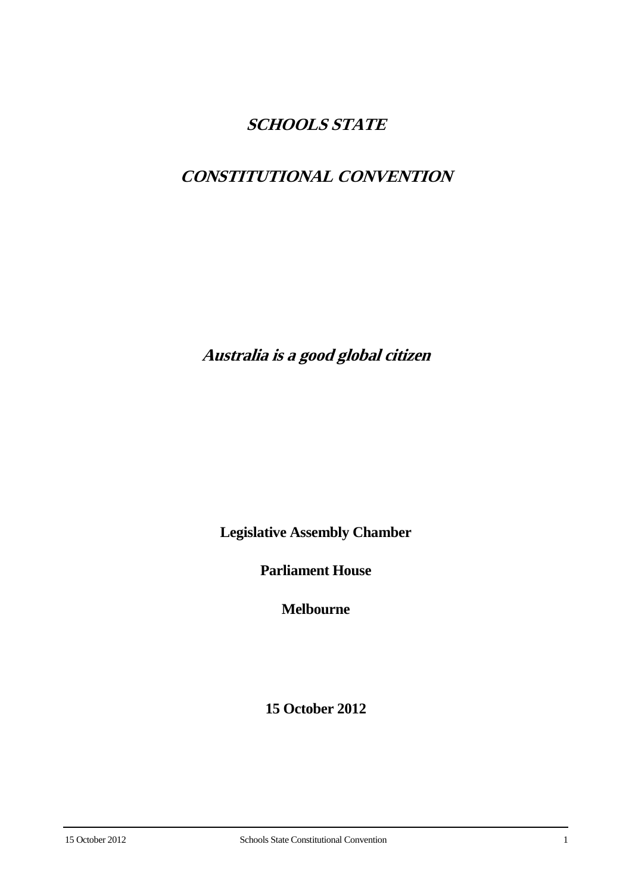# *SCHOOLS STATE*

# *CONSTITUTIONAL CONVENTION*

## *Australia is a good global citizen*

**Legislative Assembly Chamber**

**Parliament House**

**Melbourne**

**15 October 2012**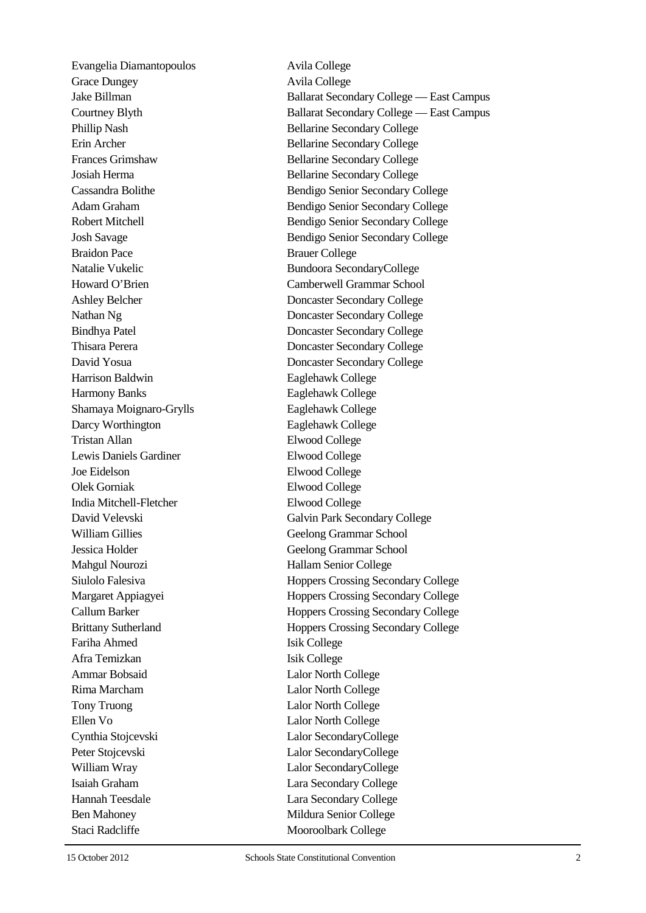| | |
|---|---|
| Evangelia Diamantopoulos | Avila College |
| Grace Dungey | Avila College |
| Jake Billman | Ballarat Secondary College — East Campus |
| Courtney Blyth | Ballarat Secondary College — East Campus |
| Phillip Nash | Bellarine Secondary College |
| Erin Archer | Bellarine Secondary College |
| Frances Grimshaw | Bellarine Secondary College |
| Josiah Herma | Bellarine Secondary College |
| Cassandra Bolithe | Bendigo Senior Secondary College |
| Adam Graham | Bendigo Senior Secondary College |
| Robert Mitchell | Bendigo Senior Secondary College |
| Josh Savage | Bendigo Senior Secondary College |
| Braidon Pace | Brauer College |
| Natalie Vukelic | Bundoora SecondaryCollege |
| Howard O'Brien | Camberwell Grammar School |
| Ashley Belcher | Doncaster Secondary College |
| Nathan Ng | Doncaster Secondary College |
| Bindhya Patel | Doncaster Secondary College |
| Thisara Perera | Doncaster Secondary College |
| David Yosua | Doncaster Secondary College |
| Harrison Baldwin | Eaglehawk College |
| Harmony Banks | Eaglehawk College |
| Shamaya Moignaro-Grylls | Eaglehawk College |
| Darcy Worthington | Eaglehawk College |
| Tristan Allan | Elwood College |
| Lewis Daniels Gardiner | Elwood College |
| Joe Eidelson | Elwood College |
| Olek Gorniak | Elwood College |
| India Mitchell-Fletcher | Elwood College |
| David Velevski | Galvin Park Secondary College |
| William Gillies | Geelong Grammar School |
| Jessica Holder | Geelong Grammar School |
| Mahgul Nourozi | Hallam Senior College |
| Siulolo Falesiva | Hoppers Crossing Secondary College |
| Margaret Appiagyei | Hoppers Crossing Secondary College |
| Callum Barker | Hoppers Crossing Secondary College |
| Brittany Sutherland | Hoppers Crossing Secondary College |
| Fariha Ahmed | Isik College |
| Afra Temizkan | Isik College |
| Ammar Bobsaid | Lalor North College |
| Rima Marcham | Lalor North College |
| Tony Truong | Lalor North College |
| Ellen Vo | Lalor North College |
| Cynthia Stojcevski | Lalor SecondaryCollege |
| Peter Stojcevski | Lalor SecondaryCollege |
| William Wray | Lalor SecondaryCollege |
| Isaiah Graham | Lara Secondary College |
| Hannah Teesdale | Lara Secondary College |
| Ben Mahoney | Mildura Senior College |
| Staci Radcliffe | Mooroolbark College |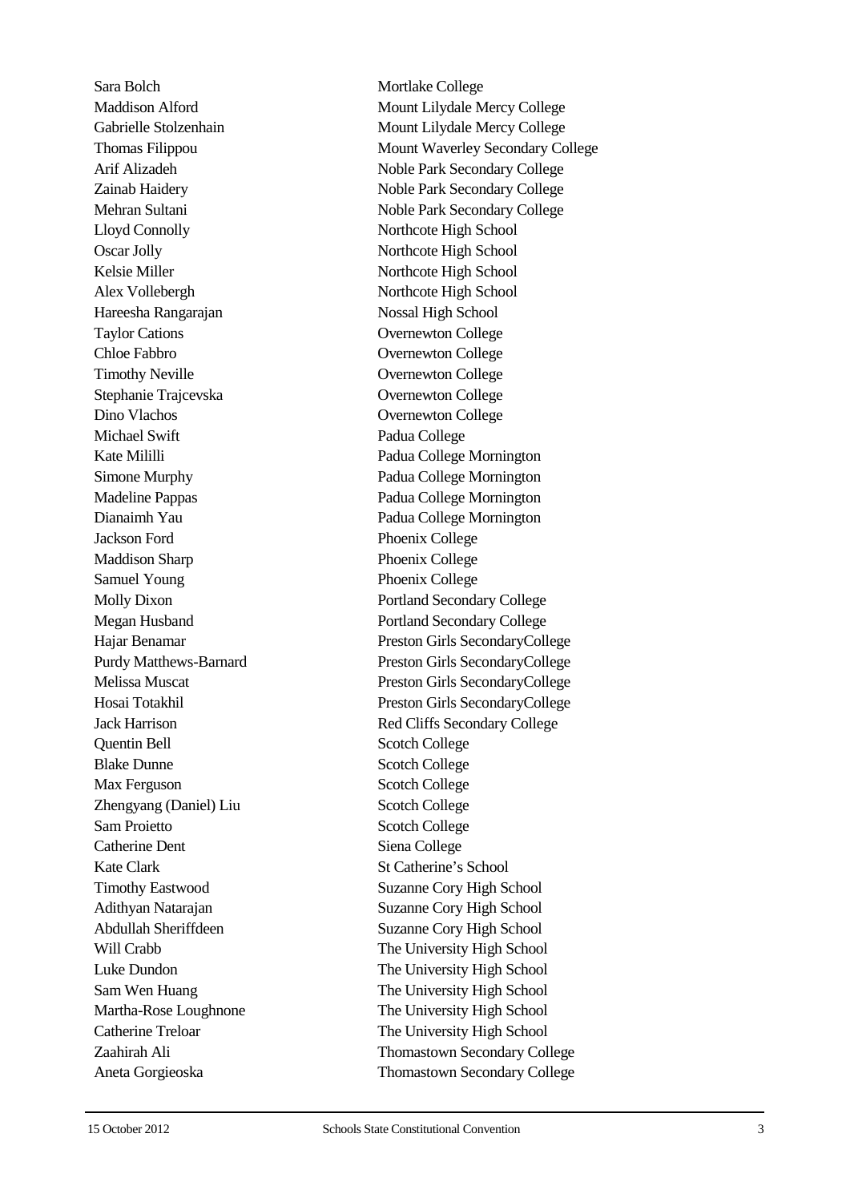| | |
|---|---|
| Sara Bolch | Mortlake College |
| Maddison Alford | Mount Lilydale Mercy College |
| Gabrielle Stolzenhain | Mount Lilydale Mercy College |
| Thomas Filippou | Mount Waverley Secondary College |
| Arif Alizadeh | Noble Park Secondary College |
| Zainab Haidery | Noble Park Secondary College |
| Mehran Sultani | Noble Park Secondary College |
| Lloyd Connolly | Northcote High School |
| Oscar Jolly | Northcote High School |
| Kelsie Miller | Northcote High School |
| Alex Vollebergh | Northcote High School |
| Hareesha Rangarajan | Nossal High School |
| Taylor Cations | Overnewton College |
| Chloe Fabbro | Overnewton College |
| Timothy Neville | Overnewton College |
| Stephanie Trajcevska | Overnewton College |
| Dino Vlachos | Overnewton College |
| Michael Swift | Padua College |
| Kate Mililli | Padua College Mornington |
| Simone Murphy | Padua College Mornington |
| Madeline Pappas | Padua College Mornington |
| Dianaimh Yau | Padua College Mornington |
| Jackson Ford | Phoenix College |
| Maddison Sharp | Phoenix College |
| Samuel Young | Phoenix College |
| Molly Dixon | Portland Secondary College |
| Megan Husband | Portland Secondary College |
| Hajar Benamar | Preston Girls SecondaryCollege |
| Purdy Matthews-Barnard | Preston Girls SecondaryCollege |
| Melissa Muscat | Preston Girls SecondaryCollege |
| Hosai Totakhil | Preston Girls SecondaryCollege |
| Jack Harrison | Red Cliffs Secondary College |
| Quentin Bell | Scotch College |
| Blake Dunne | Scotch College |
| Max Ferguson | Scotch College |
| Zhengyang (Daniel) Liu | Scotch College |
| Sam Proietto | Scotch College |
| Catherine Dent | Siena College |
| Kate Clark | St Catherine's School |
| Timothy Eastwood | Suzanne Cory High School |
| Adithyan Natarajan | Suzanne Cory High School |
| Abdullah Sheriffdeen | Suzanne Cory High School |
| Will Crabb | The University High School |
| Luke Dundon | The University High School |
| Sam Wen Huang | The University High School |
| Martha-Rose Loughnone | The University High School |
| Catherine Treloar | The University High School |
| Zaahirah Ali | Thomastown Secondary College |
| Aneta Gorgieoska | Thomastown Secondary College |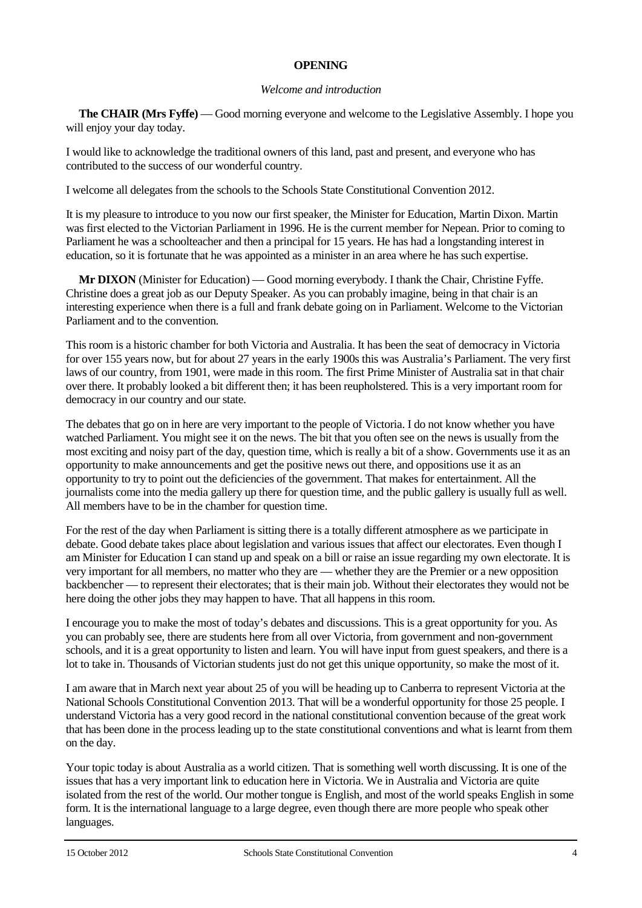**OPENING**

*Welcome and introduction*

**The CHAIR (Mrs Fyffe)** — Good morning everyone and welcome to the Legislative Assembly. I hope you will enjoy your day today.

I would like to acknowledge the traditional owners of this land, past and present, and everyone who has contributed to the success of our wonderful country.

I welcome all delegates from the schools to the Schools State Constitutional Convention 2012.

It is my pleasure to introduce to you now our first speaker, the Minister for Education, Martin Dixon. Martin was first elected to the Victorian Parliament in 1996. He is the current member for Nepean. Prior to coming to Parliament he was a schoolteacher and then a principal for 15 years. He has had a longstanding interest in education, so it is fortunate that he was appointed as a minister in an area where he has such expertise.

**Mr DIXON** (Minister for Education) — Good morning everybody. I thank the Chair, Christine Fyffe. Christine does a great job as our Deputy Speaker. As you can probably imagine, being in that chair is an interesting experience when there is a full and frank debate going on in Parliament. Welcome to the Victorian Parliament and to the convention.

This room is a historic chamber for both Victoria and Australia. It has been the seat of democracy in Victoria for over 155 years now, but for about 27 years in the early 1900s this was Australia's Parliament. The very first laws of our country, from 1901, were made in this room. The first Prime Minister of Australia sat in that chair over there. It probably looked a bit different then; it has been reupholstered. This is a very important room for democracy in our country and our state.

The debates that go on in here are very important to the people of Victoria. I do not know whether you have watched Parliament. You might see it on the news. The bit that you often see on the news is usually from the most exciting and noisy part of the day, question time, which is really a bit of a show. Governments use it as an opportunity to make announcements and get the positive news out there, and oppositions use it as an opportunity to try to point out the deficiencies of the government. That makes for entertainment. All the journalists come into the media gallery up there for question time, and the public gallery is usually full as well. All members have to be in the chamber for question time.

For the rest of the day when Parliament is sitting there is a totally different atmosphere as we participate in debate. Good debate takes place about legislation and various issues that affect our electorates. Even though I am Minister for Education I can stand up and speak on a bill or raise an issue regarding my own electorate. It is very important for all members, no matter who they are — whether they are the Premier or a new opposition backbencher — to represent their electorates; that is their main job. Without their electorates they would not be here doing the other jobs they may happen to have. That all happens in this room.

I encourage you to make the most of today's debates and discussions. This is a great opportunity for you. As you can probably see, there are students here from all over Victoria, from government and non-government schools, and it is a great opportunity to listen and learn. You will have input from guest speakers, and there is a lot to take in. Thousands of Victorian students just do not get this unique opportunity, so make the most of it.

I am aware that in March next year about 25 of you will be heading up to Canberra to represent Victoria at the National Schools Constitutional Convention 2013. That will be a wonderful opportunity for those 25 people. I understand Victoria has a very good record in the national constitutional convention because of the great work that has been done in the process leading up to the state constitutional conventions and what is learnt from them on the day.

Your topic today is about Australia as a world citizen. That is something well worth discussing. It is one of the issues that has a very important link to education here in Victoria. We in Australia and Victoria are quite isolated from the rest of the world. Our mother tongue is English, and most of the world speaks English in some form. It is the international language to a large degree, even though there are more people who speak other languages.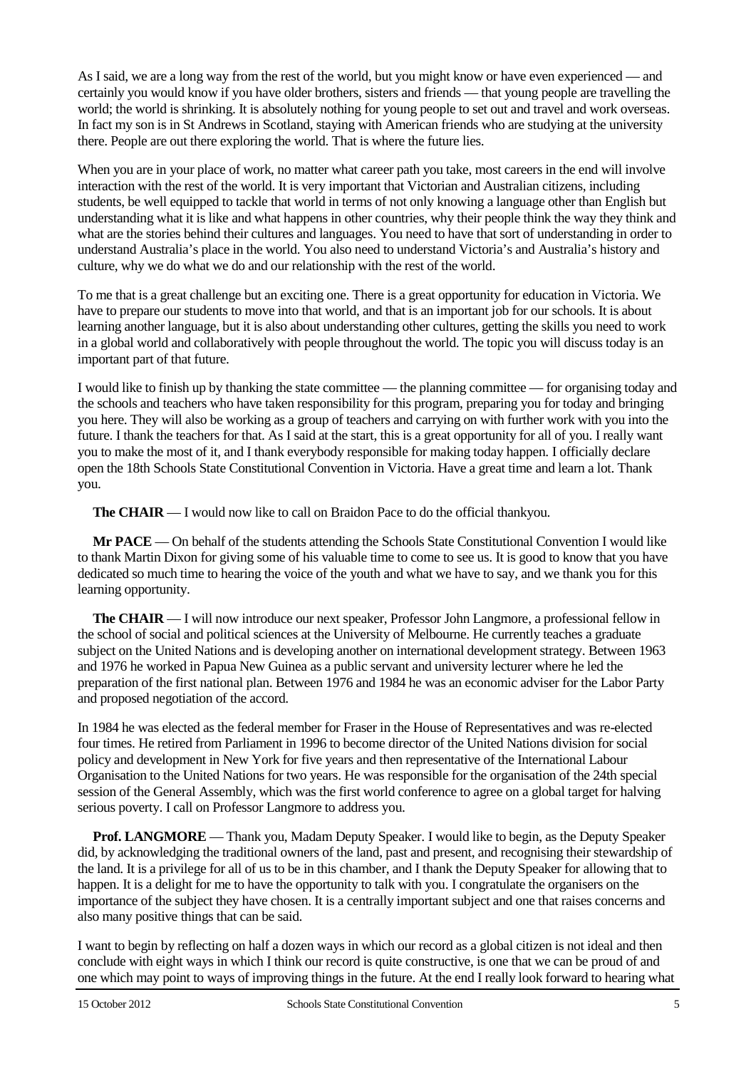As I said, we are a long way from the rest of the world, but you might know or have even experienced — and certainly you would know if you have older brothers, sisters and friends — that young people are travelling the world; the world is shrinking. It is absolutely nothing for young people to set out and travel and work overseas. In fact my son is in St Andrews in Scotland, staying with American friends who are studying at the university there. People are out there exploring the world. That is where the future lies.

When you are in your place of work, no matter what career path you take, most careers in the end will involve interaction with the rest of the world. It is very important that Victorian and Australian citizens, including students, be well equipped to tackle that world in terms of not only knowing a language other than English but understanding what it is like and what happens in other countries, why their people think the way they think and what are the stories behind their cultures and languages. You need to have that sort of understanding in order to understand Australia's place in the world. You also need to understand Victoria's and Australia's history and culture, why we do what we do and our relationship with the rest of the world.

To me that is a great challenge but an exciting one. There is a great opportunity for education in Victoria. We have to prepare our students to move into that world, and that is an important job for our schools. It is about learning another language, but it is also about understanding other cultures, getting the skills you need to work in a global world and collaboratively with people throughout the world. The topic you will discuss today is an important part of that future.

I would like to finish up by thanking the state committee — the planning committee — for organising today and the schools and teachers who have taken responsibility for this program, preparing you for today and bringing you here. They will also be working as a group of teachers and carrying on with further work with you into the future. I thank the teachers for that. As I said at the start, this is a great opportunity for all of you. I really want you to make the most of it, and I thank everybody responsible for making today happen. I officially declare open the 18th Schools State Constitutional Convention in Victoria. Have a great time and learn a lot. Thank you.

**The CHAIR** — I would now like to call on Braidon Pace to do the official thankyou.

**Mr PACE** — On behalf of the students attending the Schools State Constitutional Convention I would like to thank Martin Dixon for giving some of his valuable time to come to see us. It is good to know that you have dedicated so much time to hearing the voice of the youth and what we have to say, and we thank you for this learning opportunity.

**The CHAIR** — I will now introduce our next speaker, Professor John Langmore, a professional fellow in the school of social and political sciences at the University of Melbourne. He currently teaches a graduate subject on the United Nations and is developing another on international development strategy. Between 1963 and 1976 he worked in Papua New Guinea as a public servant and university lecturer where he led the preparation of the first national plan. Between 1976 and 1984 he was an economic adviser for the Labor Party and proposed negotiation of the accord.

In 1984 he was elected as the federal member for Fraser in the House of Representatives and was re-elected four times. He retired from Parliament in 1996 to become director of the United Nations division for social policy and development in New York for five years and then representative of the International Labour Organisation to the United Nations for two years. He was responsible for the organisation of the 24th special session of the General Assembly, which was the first world conference to agree on a global target for halving serious poverty. I call on Professor Langmore to address you.

**Prof. LANGMORE** — Thank you, Madam Deputy Speaker. I would like to begin, as the Deputy Speaker did, by acknowledging the traditional owners of the land, past and present, and recognising their stewardship of the land. It is a privilege for all of us to be in this chamber, and I thank the Deputy Speaker for allowing that to happen. It is a delight for me to have the opportunity to talk with you. I congratulate the organisers on the importance of the subject they have chosen. It is a centrally important subject and one that raises concerns and also many positive things that can be said.

I want to begin by reflecting on half a dozen ways in which our record as a global citizen is not ideal and then conclude with eight ways in which I think our record is quite constructive, is one that we can be proud of and one which may point to ways of improving things in the future. At the end I really look forward to hearing what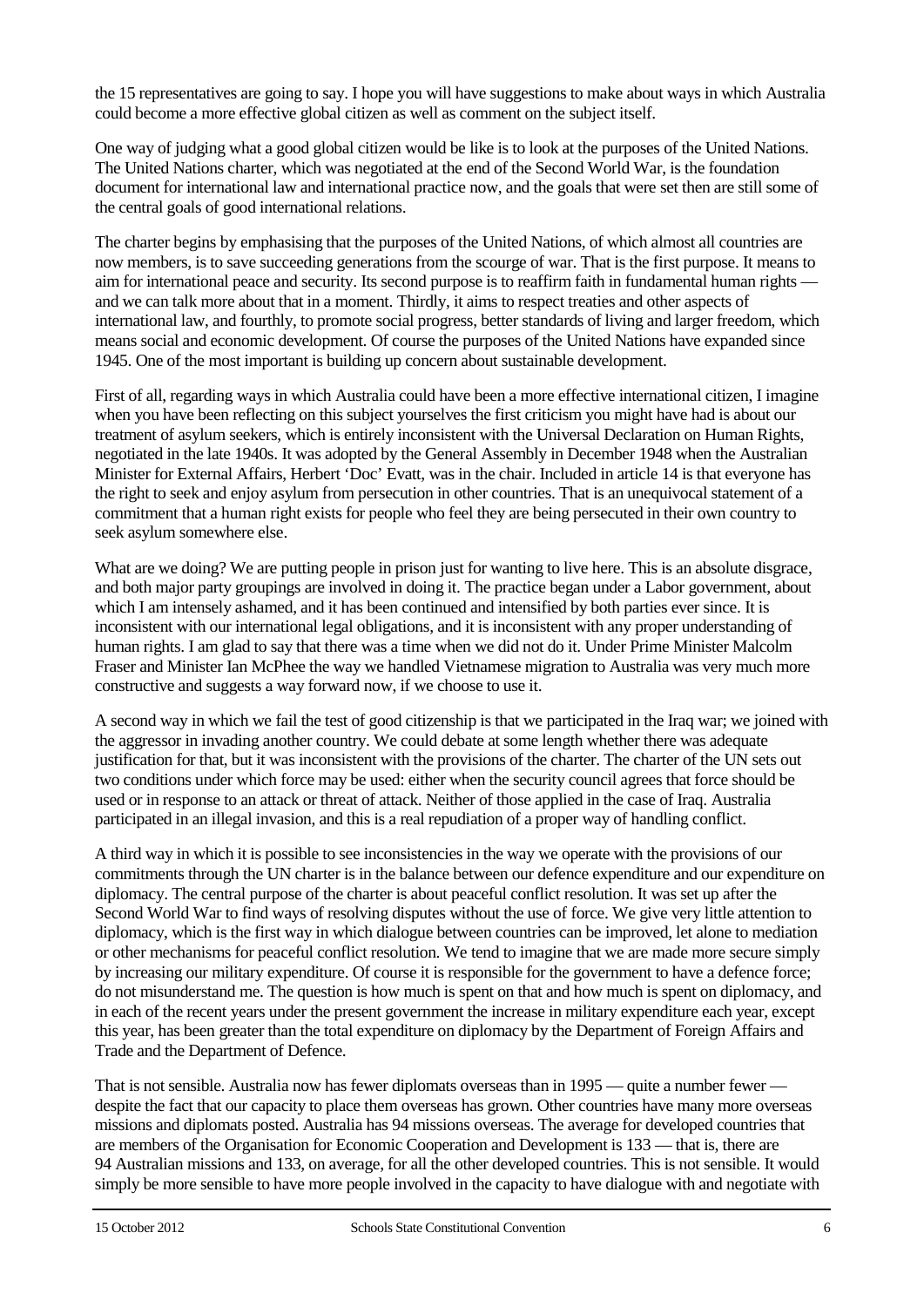the 15 representatives are going to say. I hope you will have suggestions to make about ways in which Australia could become a more effective global citizen as well as comment on the subject itself.

One way of judging what a good global citizen would be like is to look at the purposes of the United Nations. The United Nations charter, which was negotiated at the end of the Second World War, is the foundation document for international law and international practice now, and the goals that were set then are still some of the central goals of good international relations.

The charter begins by emphasising that the purposes of the United Nations, of which almost all countries are now members, is to save succeeding generations from the scourge of war. That is the first purpose. It means to aim for international peace and security. Its second purpose is to reaffirm faith in fundamental human rights — and we can talk more about that in a moment. Thirdly, it aims to respect treaties and other aspects of international law, and fourthly, to promote social progress, better standards of living and larger freedom, which means social and economic development. Of course the purposes of the United Nations have expanded since 1945. One of the most important is building up concern about sustainable development.

First of all, regarding ways in which Australia could have been a more effective international citizen, I imagine when you have been reflecting on this subject yourselves the first criticism you might have had is about our treatment of asylum seekers, which is entirely inconsistent with the Universal Declaration on Human Rights, negotiated in the late 1940s. It was adopted by the General Assembly in December 1948 when the Australian Minister for External Affairs, Herbert 'Doc' Evatt, was in the chair. Included in article 14 is that everyone has the right to seek and enjoy asylum from persecution in other countries. That is an unequivocal statement of a commitment that a human right exists for people who feel they are being persecuted in their own country to seek asylum somewhere else.

What are we doing? We are putting people in prison just for wanting to live here. This is an absolute disgrace, and both major party groupings are involved in doing it. The practice began under a Labor government, about which I am intensely ashamed, and it has been continued and intensified by both parties ever since. It is inconsistent with our international legal obligations, and it is inconsistent with any proper understanding of human rights. I am glad to say that there was a time when we did not do it. Under Prime Minister Malcolm Fraser and Minister Ian McPhee the way we handled Vietnamese migration to Australia was very much more constructive and suggests a way forward now, if we choose to use it.

A second way in which we fail the test of good citizenship is that we participated in the Iraq war; we joined with the aggressor in invading another country. We could debate at some length whether there was adequate justification for that, but it was inconsistent with the provisions of the charter. The charter of the UN sets out two conditions under which force may be used: either when the security council agrees that force should be used or in response to an attack or threat of attack. Neither of those applied in the case of Iraq. Australia participated in an illegal invasion, and this is a real repudiation of a proper way of handling conflict.

A third way in which it is possible to see inconsistencies in the way we operate with the provisions of our commitments through the UN charter is in the balance between our defence expenditure and our expenditure on diplomacy. The central purpose of the charter is about peaceful conflict resolution. It was set up after the Second World War to find ways of resolving disputes without the use of force. We give very little attention to diplomacy, which is the first way in which dialogue between countries can be improved, let alone to mediation or other mechanisms for peaceful conflict resolution. We tend to imagine that we are made more secure simply by increasing our military expenditure. Of course it is responsible for the government to have a defence force; do not misunderstand me. The question is how much is spent on that and how much is spent on diplomacy, and in each of the recent years under the present government the increase in military expenditure each year, except this year, has been greater than the total expenditure on diplomacy by the Department of Foreign Affairs and Trade and the Department of Defence.

That is not sensible. Australia now has fewer diplomats overseas than in 1995 — quite a number fewer — despite the fact that our capacity to place them overseas has grown. Other countries have many more overseas missions and diplomats posted. Australia has 94 missions overseas. The average for developed countries that are members of the Organisation for Economic Cooperation and Development is 133 — that is, there are 94 Australian missions and 133, on average, for all the other developed countries. This is not sensible. It would simply be more sensible to have more people involved in the capacity to have dialogue with and negotiate with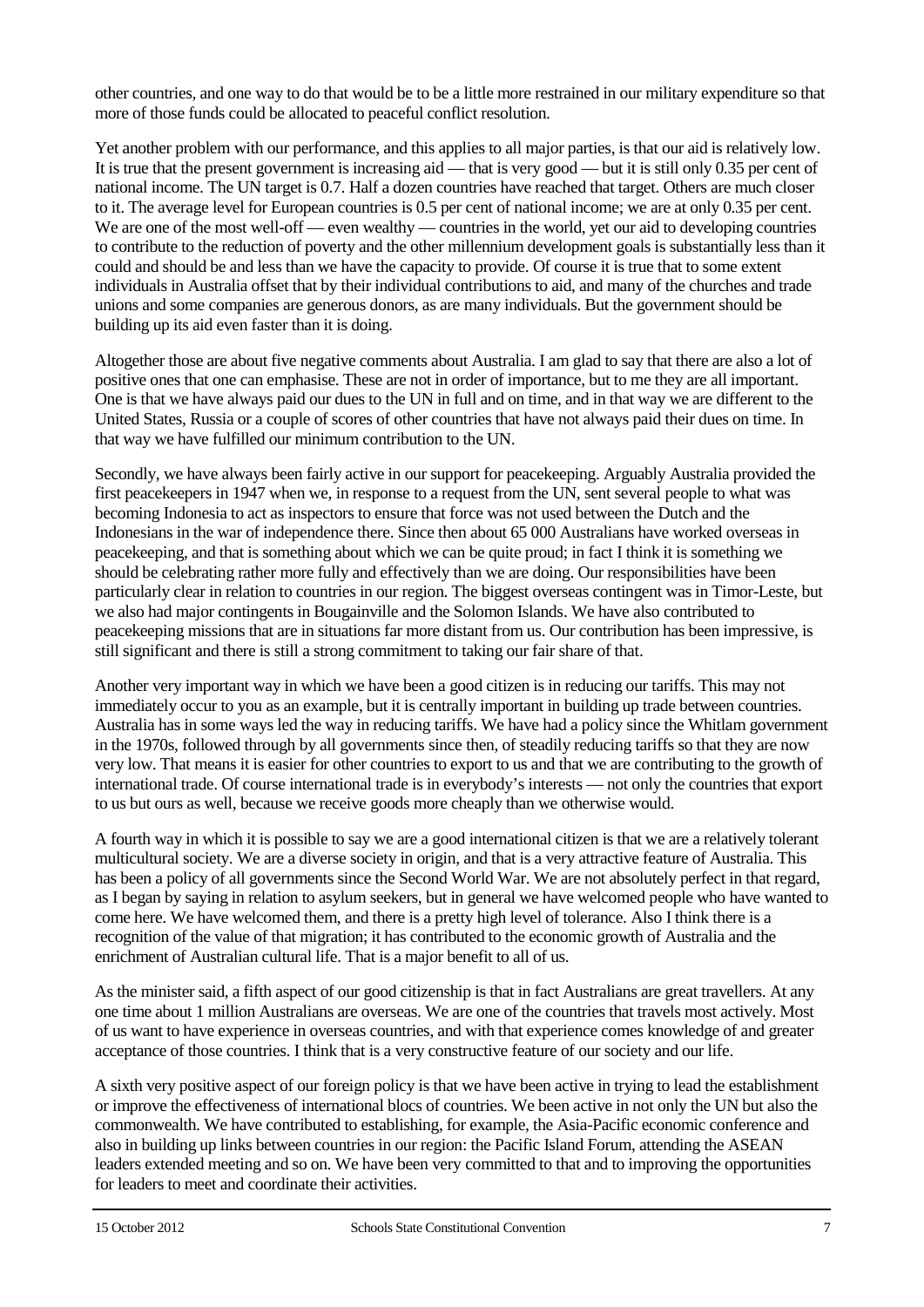other countries, and one way to do that would be to be a little more restrained in our military expenditure so that more of those funds could be allocated to peaceful conflict resolution.

Yet another problem with our performance, and this applies to all major parties, is that our aid is relatively low. It is true that the present government is increasing aid — that is very good — but it is still only 0.35 per cent of national income. The UN target is 0.7. Half a dozen countries have reached that target. Others are much closer to it. The average level for European countries is 0.5 per cent of national income; we are at only 0.35 per cent. We are one of the most well-off — even wealthy — countries in the world, yet our aid to developing countries to contribute to the reduction of poverty and the other millennium development goals is substantially less than it could and should be and less than we have the capacity to provide. Of course it is true that to some extent individuals in Australia offset that by their individual contributions to aid, and many of the churches and trade unions and some companies are generous donors, as are many individuals. But the government should be building up its aid even faster than it is doing.

Altogether those are about five negative comments about Australia. I am glad to say that there are also a lot of positive ones that one can emphasise. These are not in order of importance, but to me they are all important. One is that we have always paid our dues to the UN in full and on time, and in that way we are different to the United States, Russia or a couple of scores of other countries that have not always paid their dues on time. In that way we have fulfilled our minimum contribution to the UN.

Secondly, we have always been fairly active in our support for peacekeeping. Arguably Australia provided the first peacekeepers in 1947 when we, in response to a request from the UN, sent several people to what was becoming Indonesia to act as inspectors to ensure that force was not used between the Dutch and the Indonesians in the war of independence there. Since then about 65 000 Australians have worked overseas in peacekeeping, and that is something about which we can be quite proud; in fact I think it is something we should be celebrating rather more fully and effectively than we are doing. Our responsibilities have been particularly clear in relation to countries in our region. The biggest overseas contingent was in Timor-Leste, but we also had major contingents in Bougainville and the Solomon Islands. We have also contributed to peacekeeping missions that are in situations far more distant from us. Our contribution has been impressive, is still significant and there is still a strong commitment to taking our fair share of that.

Another very important way in which we have been a good citizen is in reducing our tariffs. This may not immediately occur to you as an example, but it is centrally important in building up trade between countries. Australia has in some ways led the way in reducing tariffs. We have had a policy since the Whitlam government in the 1970s, followed through by all governments since then, of steadily reducing tariffs so that they are now very low. That means it is easier for other countries to export to us and that we are contributing to the growth of international trade. Of course international trade is in everybody's interests — not only the countries that export to us but ours as well, because we receive goods more cheaply than we otherwise would.

A fourth way in which it is possible to say we are a good international citizen is that we are a relatively tolerant multicultural society. We are a diverse society in origin, and that is a very attractive feature of Australia. This has been a policy of all governments since the Second World War. We are not absolutely perfect in that regard, as I began by saying in relation to asylum seekers, but in general we have welcomed people who have wanted to come here. We have welcomed them, and there is a pretty high level of tolerance. Also I think there is a recognition of the value of that migration; it has contributed to the economic growth of Australia and the enrichment of Australian cultural life. That is a major benefit to all of us.

As the minister said, a fifth aspect of our good citizenship is that in fact Australians are great travellers. At any one time about 1 million Australians are overseas. We are one of the countries that travels most actively. Most of us want to have experience in overseas countries, and with that experience comes knowledge of and greater acceptance of those countries. I think that is a very constructive feature of our society and our life.

A sixth very positive aspect of our foreign policy is that we have been active in trying to lead the establishment or improve the effectiveness of international blocs of countries. We been active in not only the UN but also the commonwealth. We have contributed to establishing, for example, the Asia-Pacific economic conference and also in building up links between countries in our region: the Pacific Island Forum, attending the ASEAN leaders extended meeting and so on. We have been very committed to that and to improving the opportunities for leaders to meet and coordinate their activities.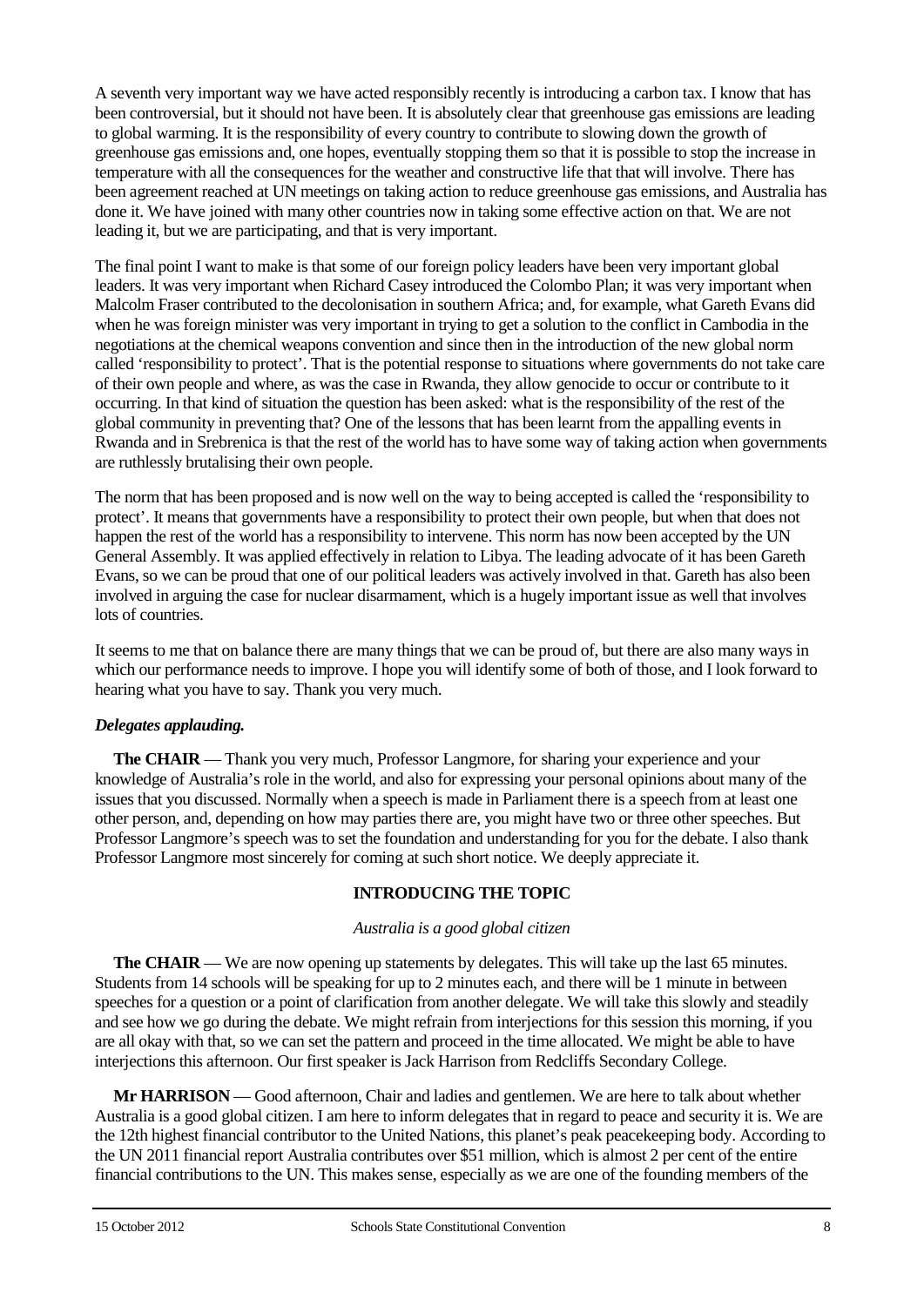A seventh very important way we have acted responsibly recently is introducing a carbon tax. I know that has been controversial, but it should not have been. It is absolutely clear that greenhouse gas emissions are leading to global warming. It is the responsibility of every country to contribute to slowing down the growth of greenhouse gas emissions and, one hopes, eventually stopping them so that it is possible to stop the increase in temperature with all the consequences for the weather and constructive life that that will involve. There has been agreement reached at UN meetings on taking action to reduce greenhouse gas emissions, and Australia has done it. We have joined with many other countries now in taking some effective action on that. We are not leading it, but we are participating, and that is very important.

The final point I want to make is that some of our foreign policy leaders have been very important global leaders. It was very important when Richard Casey introduced the Colombo Plan; it was very important when Malcolm Fraser contributed to the decolonisation in southern Africa; and, for example, what Gareth Evans did when he was foreign minister was very important in trying to get a solution to the conflict in Cambodia in the negotiations at the chemical weapons convention and since then in the introduction of the new global norm called 'responsibility to protect'. That is the potential response to situations where governments do not take care of their own people and where, as was the case in Rwanda, they allow genocide to occur or contribute to it occurring. In that kind of situation the question has been asked: what is the responsibility of the rest of the global community in preventing that? One of the lessons that has been learnt from the appalling events in Rwanda and in Srebrenica is that the rest of the world has to have some way of taking action when governments are ruthlessly brutalising their own people.

The norm that has been proposed and is now well on the way to being accepted is called the 'responsibility to protect'. It means that governments have a responsibility to protect their own people, but when that does not happen the rest of the world has a responsibility to intervene. This norm has now been accepted by the UN General Assembly. It was applied effectively in relation to Libya. The leading advocate of it has been Gareth Evans, so we can be proud that one of our political leaders was actively involved in that. Gareth has also been involved in arguing the case for nuclear disarmament, which is a hugely important issue as well that involves lots of countries.

It seems to me that on balance there are many things that we can be proud of, but there are also many ways in which our performance needs to improve. I hope you will identify some of both of those, and I look forward to hearing what you have to say. Thank you very much.

***Delegates applauding.***

**The CHAIR** — Thank you very much, Professor Langmore, for sharing your experience and your knowledge of Australia's role in the world, and also for expressing your personal opinions about many of the issues that you discussed. Normally when a speech is made in Parliament there is a speech from at least one other person, and, depending on how may parties there are, you might have two or three other speeches. But Professor Langmore's speech was to set the foundation and understanding for you for the debate. I also thank Professor Langmore most sincerely for coming at such short notice. We deeply appreciate it.

## INTRODUCING THE TOPIC

*Australia is a good global citizen*

**The CHAIR** — We are now opening up statements by delegates. This will take up the last 65 minutes. Students from 14 schools will be speaking for up to 2 minutes each, and there will be 1 minute in between speeches for a question or a point of clarification from another delegate. We will take this slowly and steadily and see how we go during the debate. We might refrain from interjections for this session this morning, if you are all okay with that, so we can set the pattern and proceed in the time allocated. We might be able to have interjections this afternoon. Our first speaker is Jack Harrison from Redcliffs Secondary College.

**Mr HARRISON** — Good afternoon, Chair and ladies and gentlemen. We are here to talk about whether Australia is a good global citizen. I am here to inform delegates that in regard to peace and security it is. We are the 12th highest financial contributor to the United Nations, this planet's peak peacekeeping body. According to the UN 2011 financial report Australia contributes over $51 million, which is almost 2 per cent of the entire financial contributions to the UN. This makes sense, especially as we are one of the founding members of the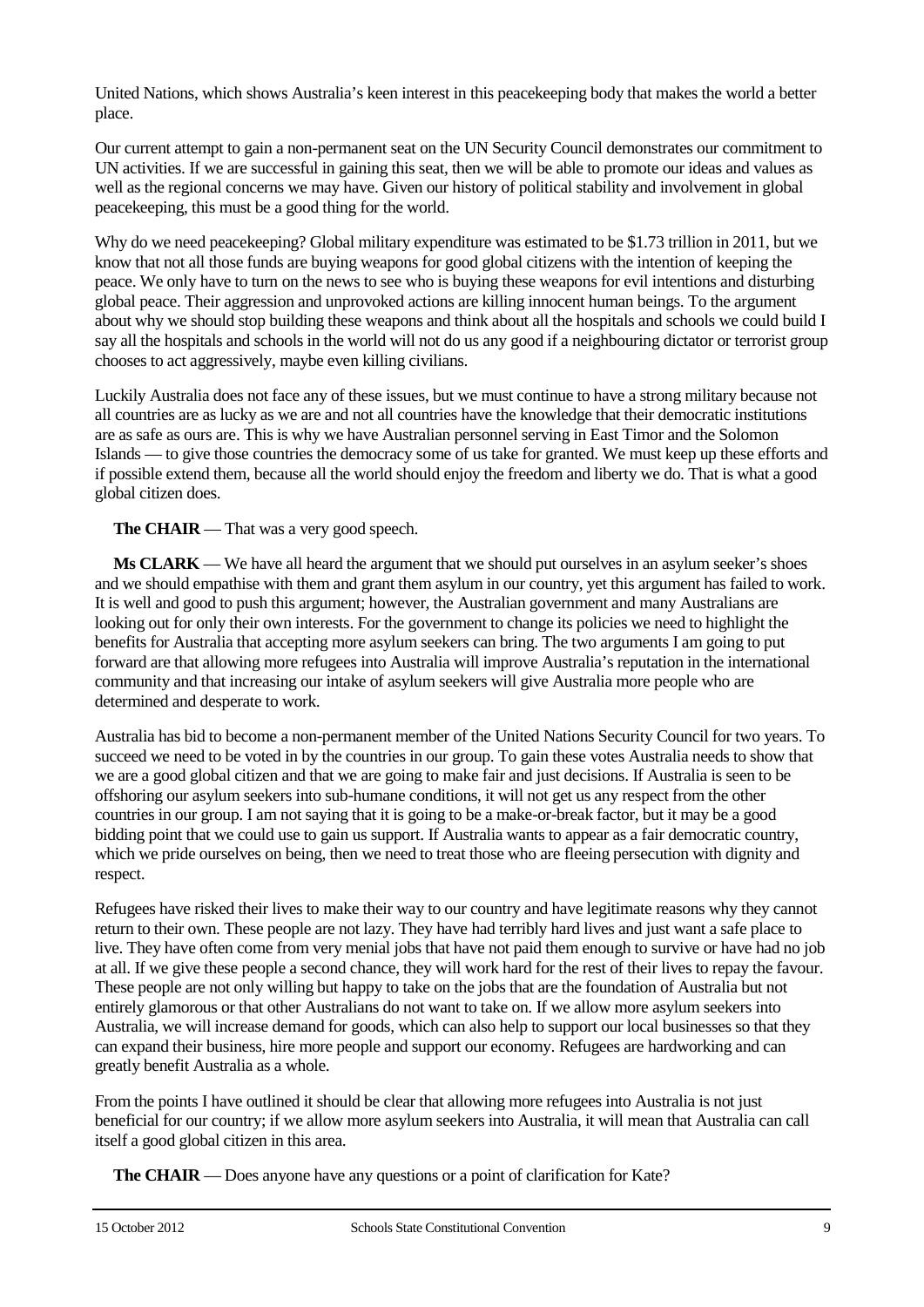United Nations, which shows Australia's keen interest in this peacekeeping body that makes the world a better place.

Our current attempt to gain a non-permanent seat on the UN Security Council demonstrates our commitment to UN activities. If we are successful in gaining this seat, then we will be able to promote our ideas and values as well as the regional concerns we may have. Given our history of political stability and involvement in global peacekeeping, this must be a good thing for the world.

Why do we need peacekeeping? Global military expenditure was estimated to be $1.73 trillion in 2011, but we know that not all those funds are buying weapons for good global citizens with the intention of keeping the peace. We only have to turn on the news to see who is buying these weapons for evil intentions and disturbing global peace. Their aggression and unprovoked actions are killing innocent human beings. To the argument about why we should stop building these weapons and think about all the hospitals and schools we could build I say all the hospitals and schools in the world will not do us any good if a neighbouring dictator or terrorist group chooses to act aggressively, maybe even killing civilians.

Luckily Australia does not face any of these issues, but we must continue to have a strong military because not all countries are as lucky as we are and not all countries have the knowledge that their democratic institutions are as safe as ours are. This is why we have Australian personnel serving in East Timor and the Solomon Islands — to give those countries the democracy some of us take for granted. We must keep up these efforts and if possible extend them, because all the world should enjoy the freedom and liberty we do. That is what a good global citizen does.

**The CHAIR** — That was a very good speech.

**Ms CLARK** — We have all heard the argument that we should put ourselves in an asylum seeker's shoes and we should empathise with them and grant them asylum in our country, yet this argument has failed to work. It is well and good to push this argument; however, the Australian government and many Australians are looking out for only their own interests. For the government to change its policies we need to highlight the benefits for Australia that accepting more asylum seekers can bring. The two arguments I am going to put forward are that allowing more refugees into Australia will improve Australia's reputation in the international community and that increasing our intake of asylum seekers will give Australia more people who are determined and desperate to work.

Australia has bid to become a non-permanent member of the United Nations Security Council for two years. To succeed we need to be voted in by the countries in our group. To gain these votes Australia needs to show that we are a good global citizen and that we are going to make fair and just decisions. If Australia is seen to be offshoring our asylum seekers into sub-humane conditions, it will not get us any respect from the other countries in our group. I am not saying that it is going to be a make-or-break factor, but it may be a good bidding point that we could use to gain us support. If Australia wants to appear as a fair democratic country, which we pride ourselves on being, then we need to treat those who are fleeing persecution with dignity and respect.

Refugees have risked their lives to make their way to our country and have legitimate reasons why they cannot return to their own. These people are not lazy. They have had terribly hard lives and just want a safe place to live. They have often come from very menial jobs that have not paid them enough to survive or have had no job at all. If we give these people a second chance, they will work hard for the rest of their lives to repay the favour. These people are not only willing but happy to take on the jobs that are the foundation of Australia but not entirely glamorous or that other Australians do not want to take on. If we allow more asylum seekers into Australia, we will increase demand for goods, which can also help to support our local businesses so that they can expand their business, hire more people and support our economy. Refugees are hardworking and can greatly benefit Australia as a whole.

From the points I have outlined it should be clear that allowing more refugees into Australia is not just beneficial for our country; if we allow more asylum seekers into Australia, it will mean that Australia can call itself a good global citizen in this area.

**The CHAIR** — Does anyone have any questions or a point of clarification for Kate?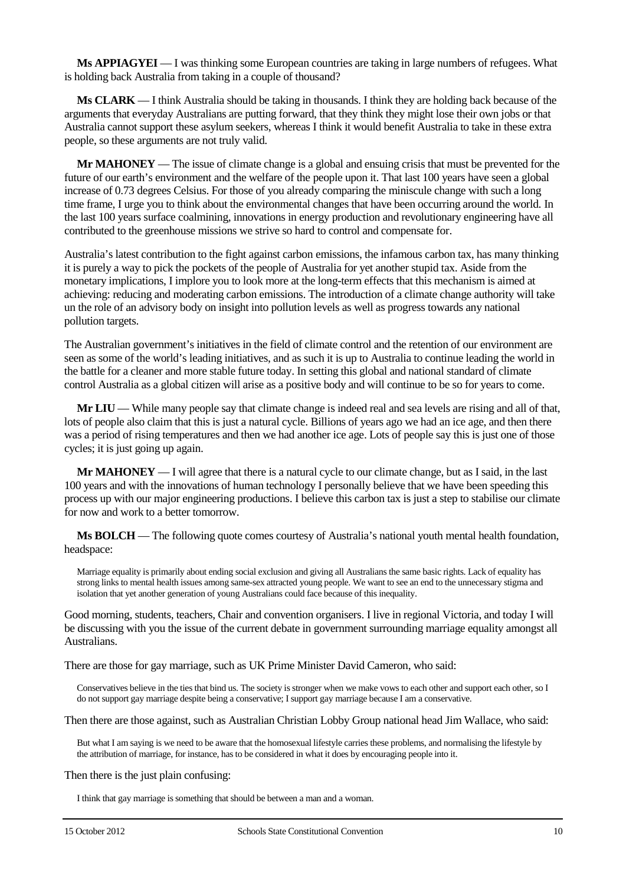**Ms APPIAGYEI** — I was thinking some European countries are taking in large numbers of refugees. What is holding back Australia from taking in a couple of thousand?

**Ms CLARK** — I think Australia should be taking in thousands. I think they are holding back because of the arguments that everyday Australians are putting forward, that they think they might lose their own jobs or that Australia cannot support these asylum seekers, whereas I think it would benefit Australia to take in these extra people, so these arguments are not truly valid.

**Mr MAHONEY** — The issue of climate change is a global and ensuing crisis that must be prevented for the future of our earth's environment and the welfare of the people upon it. That last 100 years have seen a global increase of 0.73 degrees Celsius. For those of you already comparing the miniscule change with such a long time frame, I urge you to think about the environmental changes that have been occurring around the world. In the last 100 years surface coalmining, innovations in energy production and revolutionary engineering have all contributed to the greenhouse missions we strive so hard to control and compensate for.

Australia's latest contribution to the fight against carbon emissions, the infamous carbon tax, has many thinking it is purely a way to pick the pockets of the people of Australia for yet another stupid tax. Aside from the monetary implications, I implore you to look more at the long-term effects that this mechanism is aimed at achieving: reducing and moderating carbon emissions. The introduction of a climate change authority will take un the role of an advisory body on insight into pollution levels as well as progress towards any national pollution targets.

The Australian government's initiatives in the field of climate control and the retention of our environment are seen as some of the world's leading initiatives, and as such it is up to Australia to continue leading the world in the battle for a cleaner and more stable future today. In setting this global and national standard of climate control Australia as a global citizen will arise as a positive body and will continue to be so for years to come.

**Mr LIU** — While many people say that climate change is indeed real and sea levels are rising and all of that, lots of people also claim that this is just a natural cycle. Billions of years ago we had an ice age, and then there was a period of rising temperatures and then we had another ice age. Lots of people say this is just one of those cycles; it is just going up again.

**Mr MAHONEY** — I will agree that there is a natural cycle to our climate change, but as I said, in the last 100 years and with the innovations of human technology I personally believe that we have been speeding this process up with our major engineering productions. I believe this carbon tax is just a step to stabilise our climate for now and work to a better tomorrow.

**Ms BOLCH** — The following quote comes courtesy of Australia's national youth mental health foundation, headspace:

> Marriage equality is primarily about ending social exclusion and giving all Australians the same basic rights. Lack of equality has strong links to mental health issues among same-sex attracted young people. We want to see an end to the unnecessary stigma and isolation that yet another generation of young Australians could face because of this inequality.

Good morning, students, teachers, Chair and convention organisers. I live in regional Victoria, and today I will be discussing with you the issue of the current debate in government surrounding marriage equality amongst all Australians.

There are those for gay marriage, such as UK Prime Minister David Cameron, who said:

> Conservatives believe in the ties that bind us. The society is stronger when we make vows to each other and support each other, so I do not support gay marriage despite being a conservative; I support gay marriage because I am a conservative.

Then there are those against, such as Australian Christian Lobby Group national head Jim Wallace, who said:

> But what I am saying is we need to be aware that the homosexual lifestyle carries these problems, and normalising the lifestyle by the attribution of marriage, for instance, has to be considered in what it does by encouraging people into it.

Then there is the just plain confusing:

> I think that gay marriage is something that should be between a man and a woman.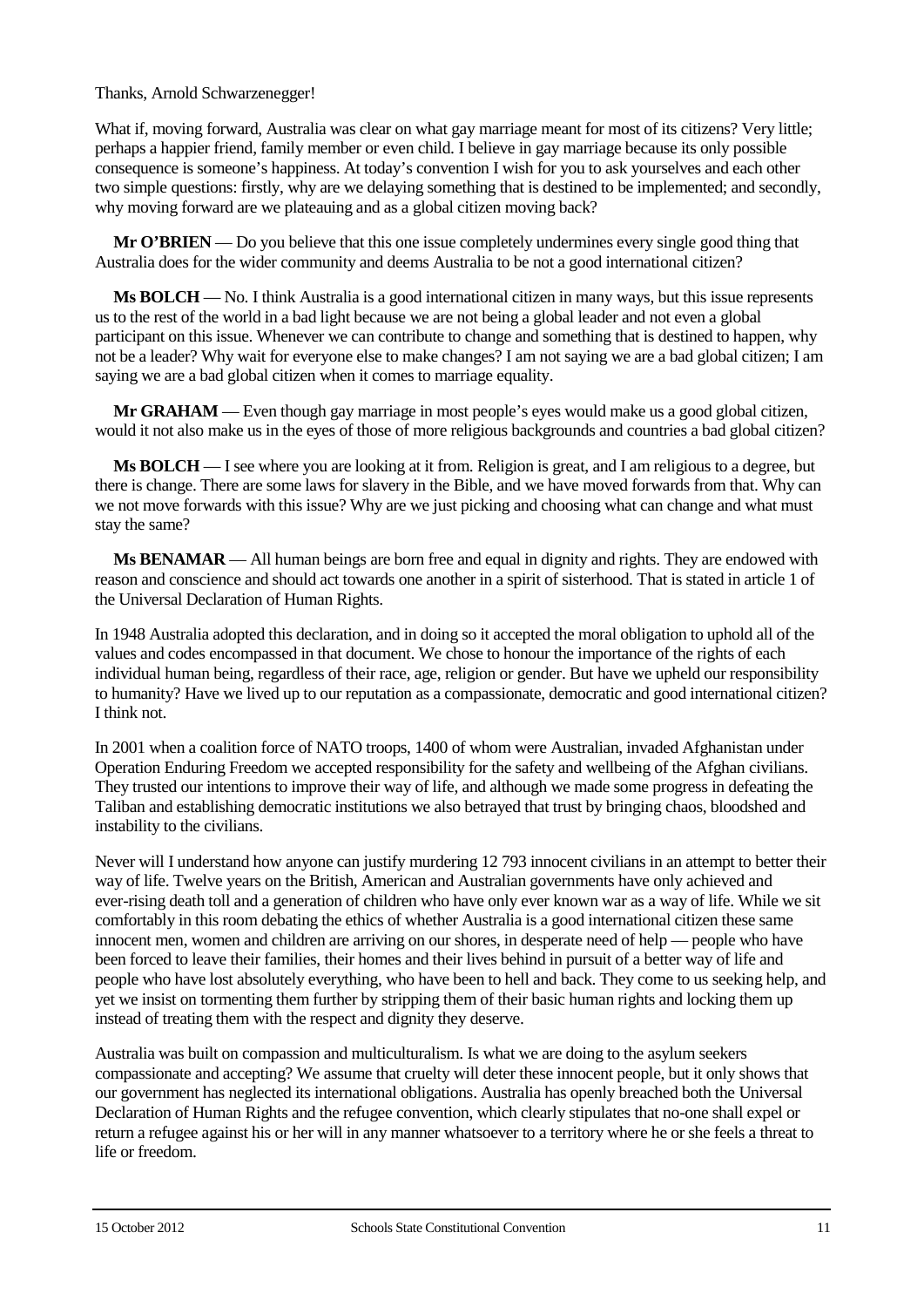Thanks, Arnold Schwarzenegger!

What if, moving forward, Australia was clear on what gay marriage meant for most of its citizens? Very little; perhaps a happier friend, family member or even child. I believe in gay marriage because its only possible consequence is someone's happiness. At today's convention I wish for you to ask yourselves and each other two simple questions: firstly, why are we delaying something that is destined to be implemented; and secondly, why moving forward are we plateauing and as a global citizen moving back?

**Mr O'BRIEN** — Do you believe that this one issue completely undermines every single good thing that Australia does for the wider community and deems Australia to be not a good international citizen?

**Ms BOLCH** — No. I think Australia is a good international citizen in many ways, but this issue represents us to the rest of the world in a bad light because we are not being a global leader and not even a global participant on this issue. Whenever we can contribute to change and something that is destined to happen, why not be a leader? Why wait for everyone else to make changes? I am not saying we are a bad global citizen; I am saying we are a bad global citizen when it comes to marriage equality.

**Mr GRAHAM** — Even though gay marriage in most people's eyes would make us a good global citizen, would it not also make us in the eyes of those of more religious backgrounds and countries a bad global citizen?

**Ms BOLCH** — I see where you are looking at it from. Religion is great, and I am religious to a degree, but there is change. There are some laws for slavery in the Bible, and we have moved forwards from that. Why can we not move forwards with this issue? Why are we just picking and choosing what can change and what must stay the same?

**Ms BENAMAR** — All human beings are born free and equal in dignity and rights. They are endowed with reason and conscience and should act towards one another in a spirit of sisterhood. That is stated in article 1 of the Universal Declaration of Human Rights.

In 1948 Australia adopted this declaration, and in doing so it accepted the moral obligation to uphold all of the values and codes encompassed in that document. We chose to honour the importance of the rights of each individual human being, regardless of their race, age, religion or gender. But have we upheld our responsibility to humanity? Have we lived up to our reputation as a compassionate, democratic and good international citizen? I think not.

In 2001 when a coalition force of NATO troops, 1400 of whom were Australian, invaded Afghanistan under Operation Enduring Freedom we accepted responsibility for the safety and wellbeing of the Afghan civilians. They trusted our intentions to improve their way of life, and although we made some progress in defeating the Taliban and establishing democratic institutions we also betrayed that trust by bringing chaos, bloodshed and instability to the civilians.

Never will I understand how anyone can justify murdering 12 793 innocent civilians in an attempt to better their way of life. Twelve years on the British, American and Australian governments have only achieved and ever-rising death toll and a generation of children who have only ever known war as a way of life. While we sit comfortably in this room debating the ethics of whether Australia is a good international citizen these same innocent men, women and children are arriving on our shores, in desperate need of help — people who have been forced to leave their families, their homes and their lives behind in pursuit of a better way of life and people who have lost absolutely everything, who have been to hell and back. They come to us seeking help, and yet we insist on tormenting them further by stripping them of their basic human rights and locking them up instead of treating them with the respect and dignity they deserve.

Australia was built on compassion and multiculturalism. Is what we are doing to the asylum seekers compassionate and accepting? We assume that cruelty will deter these innocent people, but it only shows that our government has neglected its international obligations. Australia has openly breached both the Universal Declaration of Human Rights and the refugee convention, which clearly stipulates that no-one shall expel or return a refugee against his or her will in any manner whatsoever to a territory where he or she feels a threat to life or freedom.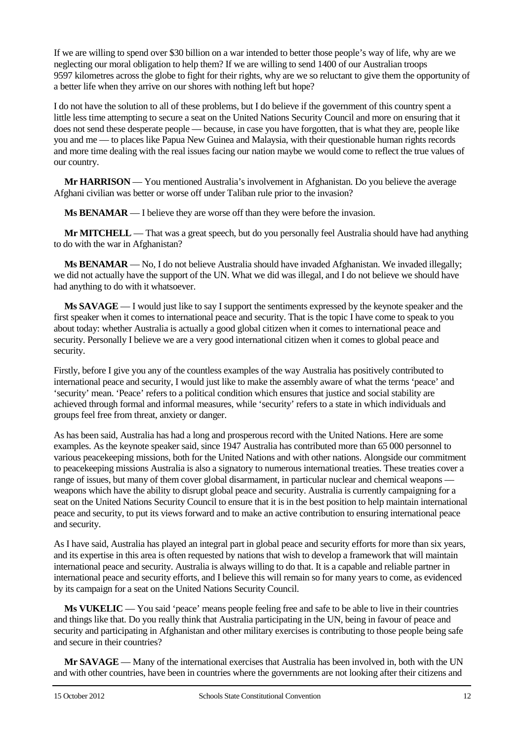If we are willing to spend over $30 billion on a war intended to better those people's way of life, why are we neglecting our moral obligation to help them? If we are willing to send 1400 of our Australian troops 9597 kilometres across the globe to fight for their rights, why are we so reluctant to give them the opportunity of a better life when they arrive on our shores with nothing left but hope?

I do not have the solution to all of these problems, but I do believe if the government of this country spent a little less time attempting to secure a seat on the United Nations Security Council and more on ensuring that it does not send these desperate people — because, in case you have forgotten, that is what they are, people like you and me — to places like Papua New Guinea and Malaysia, with their questionable human rights records and more time dealing with the real issues facing our nation maybe we would come to reflect the true values of our country.

**Mr HARRISON** — You mentioned Australia's involvement in Afghanistan. Do you believe the average Afghani civilian was better or worse off under Taliban rule prior to the invasion?

**Ms BENAMAR** — I believe they are worse off than they were before the invasion.

**Mr MITCHELL** — That was a great speech, but do you personally feel Australia should have had anything to do with the war in Afghanistan?

**Ms BENAMAR** — No, I do not believe Australia should have invaded Afghanistan. We invaded illegally; we did not actually have the support of the UN. What we did was illegal, and I do not believe we should have had anything to do with it whatsoever.

**Ms SAVAGE** — I would just like to say I support the sentiments expressed by the keynote speaker and the first speaker when it comes to international peace and security. That is the topic I have come to speak to you about today: whether Australia is actually a good global citizen when it comes to international peace and security. Personally I believe we are a very good international citizen when it comes to global peace and security.

Firstly, before I give you any of the countless examples of the way Australia has positively contributed to international peace and security, I would just like to make the assembly aware of what the terms 'peace' and 'security' mean. 'Peace' refers to a political condition which ensures that justice and social stability are achieved through formal and informal measures, while 'security' refers to a state in which individuals and groups feel free from threat, anxiety or danger.

As has been said, Australia has had a long and prosperous record with the United Nations. Here are some examples. As the keynote speaker said, since 1947 Australia has contributed more than 65 000 personnel to various peacekeeping missions, both for the United Nations and with other nations. Alongside our commitment to peacekeeping missions Australia is also a signatory to numerous international treaties. These treaties cover a range of issues, but many of them cover global disarmament, in particular nuclear and chemical weapons — weapons which have the ability to disrupt global peace and security. Australia is currently campaigning for a seat on the United Nations Security Council to ensure that it is in the best position to help maintain international peace and security, to put its views forward and to make an active contribution to ensuring international peace and security.

As I have said, Australia has played an integral part in global peace and security efforts for more than six years, and its expertise in this area is often requested by nations that wish to develop a framework that will maintain international peace and security. Australia is always willing to do that. It is a capable and reliable partner in international peace and security efforts, and I believe this will remain so for many years to come, as evidenced by its campaign for a seat on the United Nations Security Council.

**Ms VUKELIC** — You said 'peace' means people feeling free and safe to be able to live in their countries and things like that. Do you really think that Australia participating in the UN, being in favour of peace and security and participating in Afghanistan and other military exercises is contributing to those people being safe and secure in their countries?

**Mr SAVAGE** — Many of the international exercises that Australia has been involved in, both with the UN and with other countries, have been in countries where the governments are not looking after their citizens and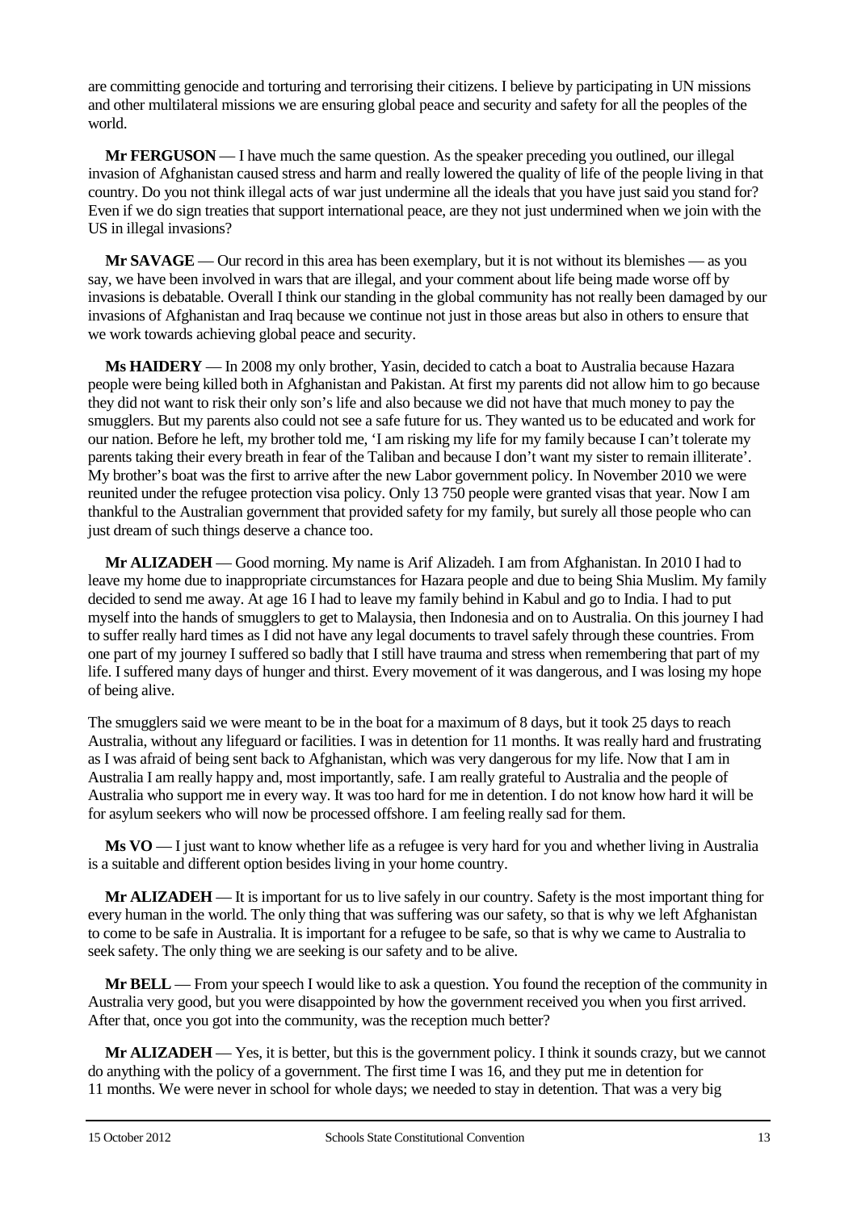are committing genocide and torturing and terrorising their citizens. I believe by participating in UN missions and other multilateral missions we are ensuring global peace and security and safety for all the peoples of the world.

**Mr FERGUSON** — I have much the same question. As the speaker preceding you outlined, our illegal invasion of Afghanistan caused stress and harm and really lowered the quality of life of the people living in that country. Do you not think illegal acts of war just undermine all the ideals that you have just said you stand for? Even if we do sign treaties that support international peace, are they not just undermined when we join with the US in illegal invasions?

**Mr SAVAGE** — Our record in this area has been exemplary, but it is not without its blemishes — as you say, we have been involved in wars that are illegal, and your comment about life being made worse off by invasions is debatable. Overall I think our standing in the global community has not really been damaged by our invasions of Afghanistan and Iraq because we continue not just in those areas but also in others to ensure that we work towards achieving global peace and security.

**Ms HAIDERY** — In 2008 my only brother, Yasin, decided to catch a boat to Australia because Hazara people were being killed both in Afghanistan and Pakistan. At first my parents did not allow him to go because they did not want to risk their only son's life and also because we did not have that much money to pay the smugglers. But my parents also could not see a safe future for us. They wanted us to be educated and work for our nation. Before he left, my brother told me, 'I am risking my life for my family because I can't tolerate my parents taking their every breath in fear of the Taliban and because I don't want my sister to remain illiterate'. My brother's boat was the first to arrive after the new Labor government policy. In November 2010 we were reunited under the refugee protection visa policy. Only 13 750 people were granted visas that year. Now I am thankful to the Australian government that provided safety for my family, but surely all those people who can just dream of such things deserve a chance too.

**Mr ALIZADEH** — Good morning. My name is Arif Alizadeh. I am from Afghanistan. In 2010 I had to leave my home due to inappropriate circumstances for Hazara people and due to being Shia Muslim. My family decided to send me away. At age 16 I had to leave my family behind in Kabul and go to India. I had to put myself into the hands of smugglers to get to Malaysia, then Indonesia and on to Australia. On this journey I had to suffer really hard times as I did not have any legal documents to travel safely through these countries. From one part of my journey I suffered so badly that I still have trauma and stress when remembering that part of my life. I suffered many days of hunger and thirst. Every movement of it was dangerous, and I was losing my hope of being alive.

The smugglers said we were meant to be in the boat for a maximum of 8 days, but it took 25 days to reach Australia, without any lifeguard or facilities. I was in detention for 11 months. It was really hard and frustrating as I was afraid of being sent back to Afghanistan, which was very dangerous for my life. Now that I am in Australia I am really happy and, most importantly, safe. I am really grateful to Australia and the people of Australia who support me in every way. It was too hard for me in detention. I do not know how hard it will be for asylum seekers who will now be processed offshore. I am feeling really sad for them.

**Ms VO** — I just want to know whether life as a refugee is very hard for you and whether living in Australia is a suitable and different option besides living in your home country.

**Mr ALIZADEH** — It is important for us to live safely in our country. Safety is the most important thing for every human in the world. The only thing that was suffering was our safety, so that is why we left Afghanistan to come to be safe in Australia. It is important for a refugee to be safe, so that is why we came to Australia to seek safety. The only thing we are seeking is our safety and to be alive.

**Mr BELL** — From your speech I would like to ask a question. You found the reception of the community in Australia very good, but you were disappointed by how the government received you when you first arrived. After that, once you got into the community, was the reception much better?

**Mr ALIZADEH** — Yes, it is better, but this is the government policy. I think it sounds crazy, but we cannot do anything with the policy of a government. The first time I was 16, and they put me in detention for 11 months. We were never in school for whole days; we needed to stay in detention. That was a very big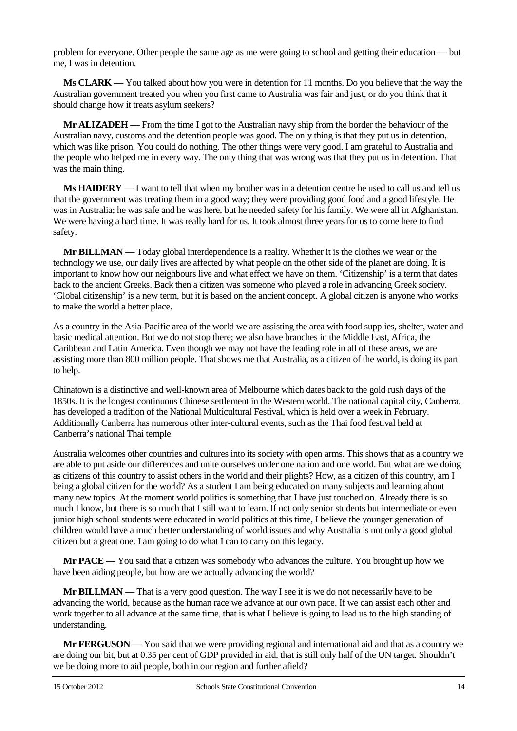problem for everyone. Other people the same age as me were going to school and getting their education — but me, I was in detention.

**Ms CLARK** — You talked about how you were in detention for 11 months. Do you believe that the way the Australian government treated you when you first came to Australia was fair and just, or do you think that it should change how it treats asylum seekers?

**Mr ALIZADEH** — From the time I got to the Australian navy ship from the border the behaviour of the Australian navy, customs and the detention people was good. The only thing is that they put us in detention, which was like prison. You could do nothing. The other things were very good. I am grateful to Australia and the people who helped me in every way. The only thing that was wrong was that they put us in detention. That was the main thing.

**Ms HAIDERY** — I want to tell that when my brother was in a detention centre he used to call us and tell us that the government was treating them in a good way; they were providing good food and a good lifestyle. He was in Australia; he was safe and he was here, but he needed safety for his family. We were all in Afghanistan. We were having a hard time. It was really hard for us. It took almost three years for us to come here to find safety.

**Mr BILLMAN** — Today global interdependence is a reality. Whether it is the clothes we wear or the technology we use, our daily lives are affected by what people on the other side of the planet are doing. It is important to know how our neighbours live and what effect we have on them. 'Citizenship' is a term that dates back to the ancient Greeks. Back then a citizen was someone who played a role in advancing Greek society. 'Global citizenship' is a new term, but it is based on the ancient concept. A global citizen is anyone who works to make the world a better place.

As a country in the Asia-Pacific area of the world we are assisting the area with food supplies, shelter, water and basic medical attention. But we do not stop there; we also have branches in the Middle East, Africa, the Caribbean and Latin America. Even though we may not have the leading role in all of these areas, we are assisting more than 800 million people. That shows me that Australia, as a citizen of the world, is doing its part to help.

Chinatown is a distinctive and well-known area of Melbourne which dates back to the gold rush days of the 1850s. It is the longest continuous Chinese settlement in the Western world. The national capital city, Canberra, has developed a tradition of the National Multicultural Festival, which is held over a week in February. Additionally Canberra has numerous other inter-cultural events, such as the Thai food festival held at Canberra's national Thai temple.

Australia welcomes other countries and cultures into its society with open arms. This shows that as a country we are able to put aside our differences and unite ourselves under one nation and one world. But what are we doing as citizens of this country to assist others in the world and their plights? How, as a citizen of this country, am I being a global citizen for the world? As a student I am being educated on many subjects and learning about many new topics. At the moment world politics is something that I have just touched on. Already there is so much I know, but there is so much that I still want to learn. If not only senior students but intermediate or even junior high school students were educated in world politics at this time, I believe the younger generation of children would have a much better understanding of world issues and why Australia is not only a good global citizen but a great one. I am going to do what I can to carry on this legacy.

**Mr PACE** — You said that a citizen was somebody who advances the culture. You brought up how we have been aiding people, but how are we actually advancing the world?

**Mr BILLMAN** — That is a very good question. The way I see it is we do not necessarily have to be advancing the world, because as the human race we advance at our own pace. If we can assist each other and work together to all advance at the same time, that is what I believe is going to lead us to the high standing of understanding.

**Mr FERGUSON** — You said that we were providing regional and international aid and that as a country we are doing our bit, but at 0.35 per cent of GDP provided in aid, that is still only half of the UN target. Shouldn't we be doing more to aid people, both in our region and further afield?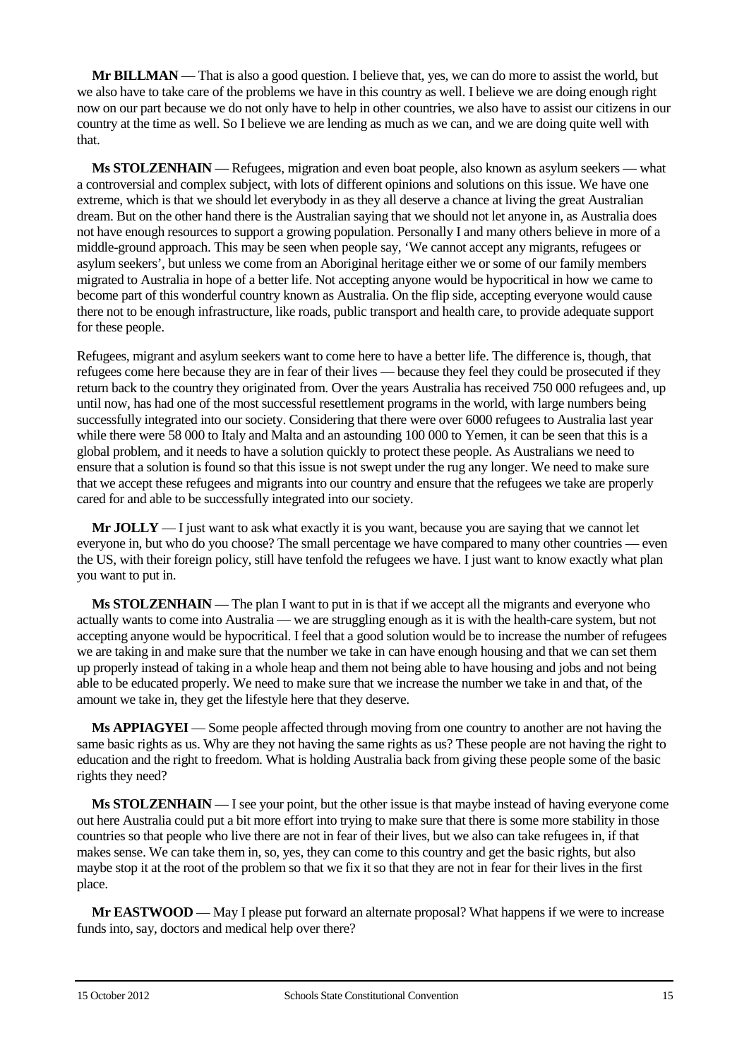**Mr BILLMAN** — That is also a good question. I believe that, yes, we can do more to assist the world, but we also have to take care of the problems we have in this country as well. I believe we are doing enough right now on our part because we do not only have to help in other countries, we also have to assist our citizens in our country at the time as well. So I believe we are lending as much as we can, and we are doing quite well with that.

**Ms STOLZENHAIN** — Refugees, migration and even boat people, also known as asylum seekers — what a controversial and complex subject, with lots of different opinions and solutions on this issue. We have one extreme, which is that we should let everybody in as they all deserve a chance at living the great Australian dream. But on the other hand there is the Australian saying that we should not let anyone in, as Australia does not have enough resources to support a growing population. Personally I and many others believe in more of a middle-ground approach. This may be seen when people say, 'We cannot accept any migrants, refugees or asylum seekers', but unless we come from an Aboriginal heritage either we or some of our family members migrated to Australia in hope of a better life. Not accepting anyone would be hypocritical in how we came to become part of this wonderful country known as Australia. On the flip side, accepting everyone would cause there not to be enough infrastructure, like roads, public transport and health care, to provide adequate support for these people.

Refugees, migrant and asylum seekers want to come here to have a better life. The difference is, though, that refugees come here because they are in fear of their lives — because they feel they could be prosecuted if they return back to the country they originated from. Over the years Australia has received 750 000 refugees and, up until now, has had one of the most successful resettlement programs in the world, with large numbers being successfully integrated into our society. Considering that there were over 6000 refugees to Australia last year while there were 58 000 to Italy and Malta and an astounding 100 000 to Yemen, it can be seen that this is a global problem, and it needs to have a solution quickly to protect these people. As Australians we need to ensure that a solution is found so that this issue is not swept under the rug any longer. We need to make sure that we accept these refugees and migrants into our country and ensure that the refugees we take are properly cared for and able to be successfully integrated into our society.

**Mr JOLLY** — I just want to ask what exactly it is you want, because you are saying that we cannot let everyone in, but who do you choose? The small percentage we have compared to many other countries — even the US, with their foreign policy, still have tenfold the refugees we have. I just want to know exactly what plan you want to put in.

**Ms STOLZENHAIN** — The plan I want to put in is that if we accept all the migrants and everyone who actually wants to come into Australia — we are struggling enough as it is with the health-care system, but not accepting anyone would be hypocritical. I feel that a good solution would be to increase the number of refugees we are taking in and make sure that the number we take in can have enough housing and that we can set them up properly instead of taking in a whole heap and them not being able to have housing and jobs and not being able to be educated properly. We need to make sure that we increase the number we take in and that, of the amount we take in, they get the lifestyle here that they deserve.

**Ms APPIAGYEI** — Some people affected through moving from one country to another are not having the same basic rights as us. Why are they not having the same rights as us? These people are not having the right to education and the right to freedom. What is holding Australia back from giving these people some of the basic rights they need?

**Ms STOLZENHAIN** — I see your point, but the other issue is that maybe instead of having everyone come out here Australia could put a bit more effort into trying to make sure that there is some more stability in those countries so that people who live there are not in fear of their lives, but we also can take refugees in, if that makes sense. We can take them in, so, yes, they can come to this country and get the basic rights, but also maybe stop it at the root of the problem so that we fix it so that they are not in fear for their lives in the first place.

**Mr EASTWOOD** — May I please put forward an alternate proposal? What happens if we were to increase funds into, say, doctors and medical help over there?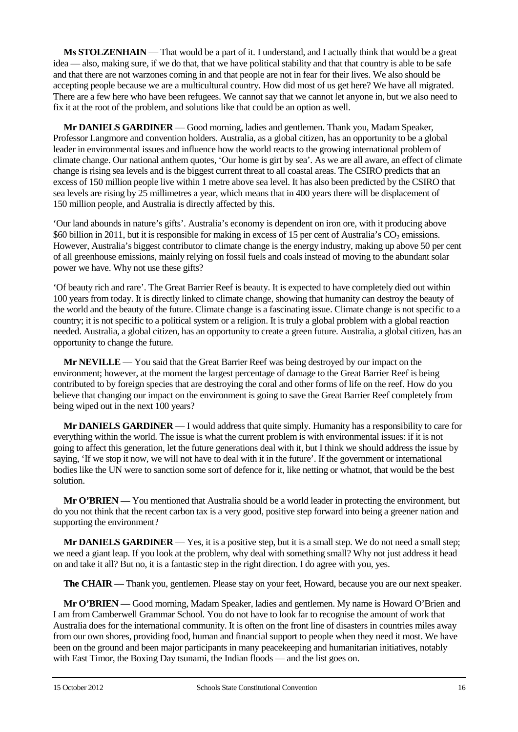**Ms STOLZENHAIN** — That would be a part of it. I understand, and I actually think that would be a great idea — also, making sure, if we do that, that we have political stability and that that country is able to be safe and that there are not warzones coming in and that people are not in fear for their lives. We also should be accepting people because we are a multicultural country. How did most of us get here? We have all migrated. There are a few here who have been refugees. We cannot say that we cannot let anyone in, but we also need to fix it at the root of the problem, and solutions like that could be an option as well.

**Mr DANIELS GARDINER** — Good morning, ladies and gentlemen. Thank you, Madam Speaker, Professor Langmore and convention holders. Australia, as a global citizen, has an opportunity to be a global leader in environmental issues and influence how the world reacts to the growing international problem of climate change. Our national anthem quotes, 'Our home is girt by sea'. As we are all aware, an effect of climate change is rising sea levels and is the biggest current threat to all coastal areas. The CSIRO predicts that an excess of 150 million people live within 1 metre above sea level. It has also been predicted by the CSIRO that sea levels are rising by 25 millimetres a year, which means that in 400 years there will be displacement of 150 million people, and Australia is directly affected by this.

'Our land abounds in nature's gifts'. Australia's economy is dependent on iron ore, with it producing above $60 billion in 2011, but it is responsible for making in excess of 15 per cent of Australia's $CO_2$ emissions. However, Australia's biggest contributor to climate change is the energy industry, making up above 50 per cent of all greenhouse emissions, mainly relying on fossil fuels and coals instead of moving to the abundant solar power we have. Why not use these gifts?

'Of beauty rich and rare'. The Great Barrier Reef is beauty. It is expected to have completely died out within 100 years from today. It is directly linked to climate change, showing that humanity can destroy the beauty of the world and the beauty of the future. Climate change is a fascinating issue. Climate change is not specific to a country; it is not specific to a political system or a religion. It is truly a global problem with a global reaction needed. Australia, a global citizen, has an opportunity to create a green future. Australia, a global citizen, has an opportunity to change the future.

**Mr NEVILLE** — You said that the Great Barrier Reef was being destroyed by our impact on the environment; however, at the moment the largest percentage of damage to the Great Barrier Reef is being contributed to by foreign species that are destroying the coral and other forms of life on the reef. How do you believe that changing our impact on the environment is going to save the Great Barrier Reef completely from being wiped out in the next 100 years?

**Mr DANIELS GARDINER** — I would address that quite simply. Humanity has a responsibility to care for everything within the world. The issue is what the current problem is with environmental issues: if it is not going to affect this generation, let the future generations deal with it, but I think we should address the issue by saying, 'If we stop it now, we will not have to deal with it in the future'. If the government or international bodies like the UN were to sanction some sort of defence for it, like netting or whatnot, that would be the best solution.

**Mr O'BRIEN** — You mentioned that Australia should be a world leader in protecting the environment, but do you not think that the recent carbon tax is a very good, positive step forward into being a greener nation and supporting the environment?

**Mr DANIELS GARDINER** — Yes, it is a positive step, but it is a small step. We do not need a small step; we need a giant leap. If you look at the problem, why deal with something small? Why not just address it head on and take it all? But no, it is a fantastic step in the right direction. I do agree with you, yes.

**The CHAIR** — Thank you, gentlemen. Please stay on your feet, Howard, because you are our next speaker.

**Mr O'BRIEN** — Good morning, Madam Speaker, ladies and gentlemen. My name is Howard O'Brien and I am from Camberwell Grammar School. You do not have to look far to recognise the amount of work that Australia does for the international community. It is often on the front line of disasters in countries miles away from our own shores, providing food, human and financial support to people when they need it most. We have been on the ground and been major participants in many peacekeeping and humanitarian initiatives, notably with East Timor, the Boxing Day tsunami, the Indian floods — and the list goes on.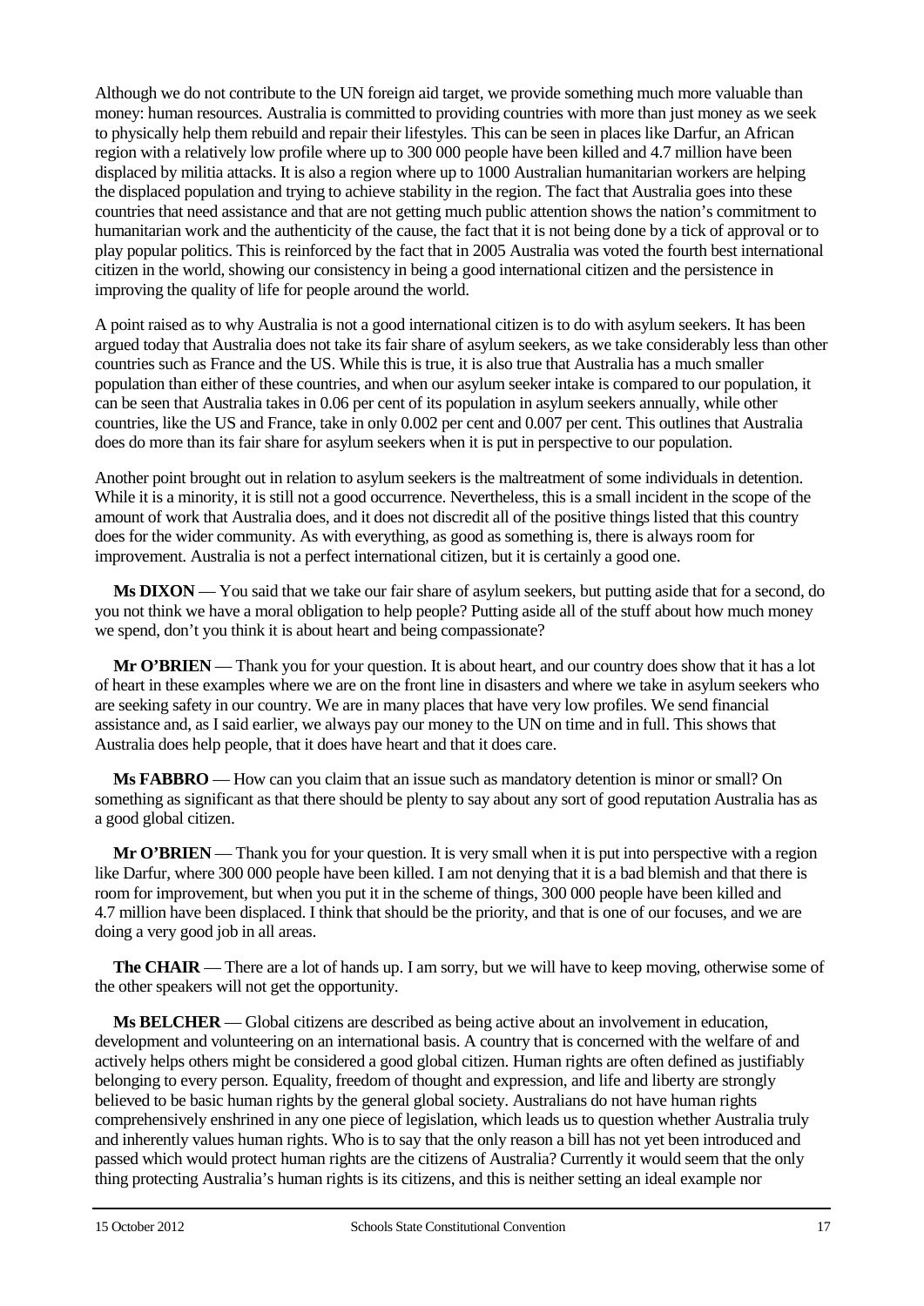Although we do not contribute to the UN foreign aid target, we provide something much more valuable than money: human resources. Australia is committed to providing countries with more than just money as we seek to physically help them rebuild and repair their lifestyles. This can be seen in places like Darfur, an African region with a relatively low profile where up to 300 000 people have been killed and 4.7 million have been displaced by militia attacks. It is also a region where up to 1000 Australian humanitarian workers are helping the displaced population and trying to achieve stability in the region. The fact that Australia goes into these countries that need assistance and that are not getting much public attention shows the nation's commitment to humanitarian work and the authenticity of the cause, the fact that it is not being done by a tick of approval or to play popular politics. This is reinforced by the fact that in 2005 Australia was voted the fourth best international citizen in the world, showing our consistency in being a good international citizen and the persistence in improving the quality of life for people around the world.

A point raised as to why Australia is not a good international citizen is to do with asylum seekers. It has been argued today that Australia does not take its fair share of asylum seekers, as we take considerably less than other countries such as France and the US. While this is true, it is also true that Australia has a much smaller population than either of these countries, and when our asylum seeker intake is compared to our population, it can be seen that Australia takes in 0.06 per cent of its population in asylum seekers annually, while other countries, like the US and France, take in only 0.002 per cent and 0.007 per cent. This outlines that Australia does do more than its fair share for asylum seekers when it is put in perspective to our population.

Another point brought out in relation to asylum seekers is the maltreatment of some individuals in detention. While it is a minority, it is still not a good occurrence. Nevertheless, this is a small incident in the scope of the amount of work that Australia does, and it does not discredit all of the positive things listed that this country does for the wider community. As with everything, as good as something is, there is always room for improvement. Australia is not a perfect international citizen, but it is certainly a good one.

**Ms DIXON** — You said that we take our fair share of asylum seekers, but putting aside that for a second, do you not think we have a moral obligation to help people? Putting aside all of the stuff about how much money we spend, don't you think it is about heart and being compassionate?

**Mr O'BRIEN** — Thank you for your question. It is about heart, and our country does show that it has a lot of heart in these examples where we are on the front line in disasters and where we take in asylum seekers who are seeking safety in our country. We are in many places that have very low profiles. We send financial assistance and, as I said earlier, we always pay our money to the UN on time and in full. This shows that Australia does help people, that it does have heart and that it does care.

**Ms FABBRO** — How can you claim that an issue such as mandatory detention is minor or small? On something as significant as that there should be plenty to say about any sort of good reputation Australia has as a good global citizen.

**Mr O'BRIEN** — Thank you for your question. It is very small when it is put into perspective with a region like Darfur, where 300 000 people have been killed. I am not denying that it is a bad blemish and that there is room for improvement, but when you put it in the scheme of things, 300 000 people have been killed and 4.7 million have been displaced. I think that should be the priority, and that is one of our focuses, and we are doing a very good job in all areas.

**The CHAIR** — There are a lot of hands up. I am sorry, but we will have to keep moving, otherwise some of the other speakers will not get the opportunity.

**Ms BELCHER** — Global citizens are described as being active about an involvement in education, development and volunteering on an international basis. A country that is concerned with the welfare of and actively helps others might be considered a good global citizen. Human rights are often defined as justifiably belonging to every person. Equality, freedom of thought and expression, and life and liberty are strongly believed to be basic human rights by the general global society. Australians do not have human rights comprehensively enshrined in any one piece of legislation, which leads us to question whether Australia truly and inherently values human rights. Who is to say that the only reason a bill has not yet been introduced and passed which would protect human rights are the citizens of Australia? Currently it would seem that the only thing protecting Australia's human rights is its citizens, and this is neither setting an ideal example nor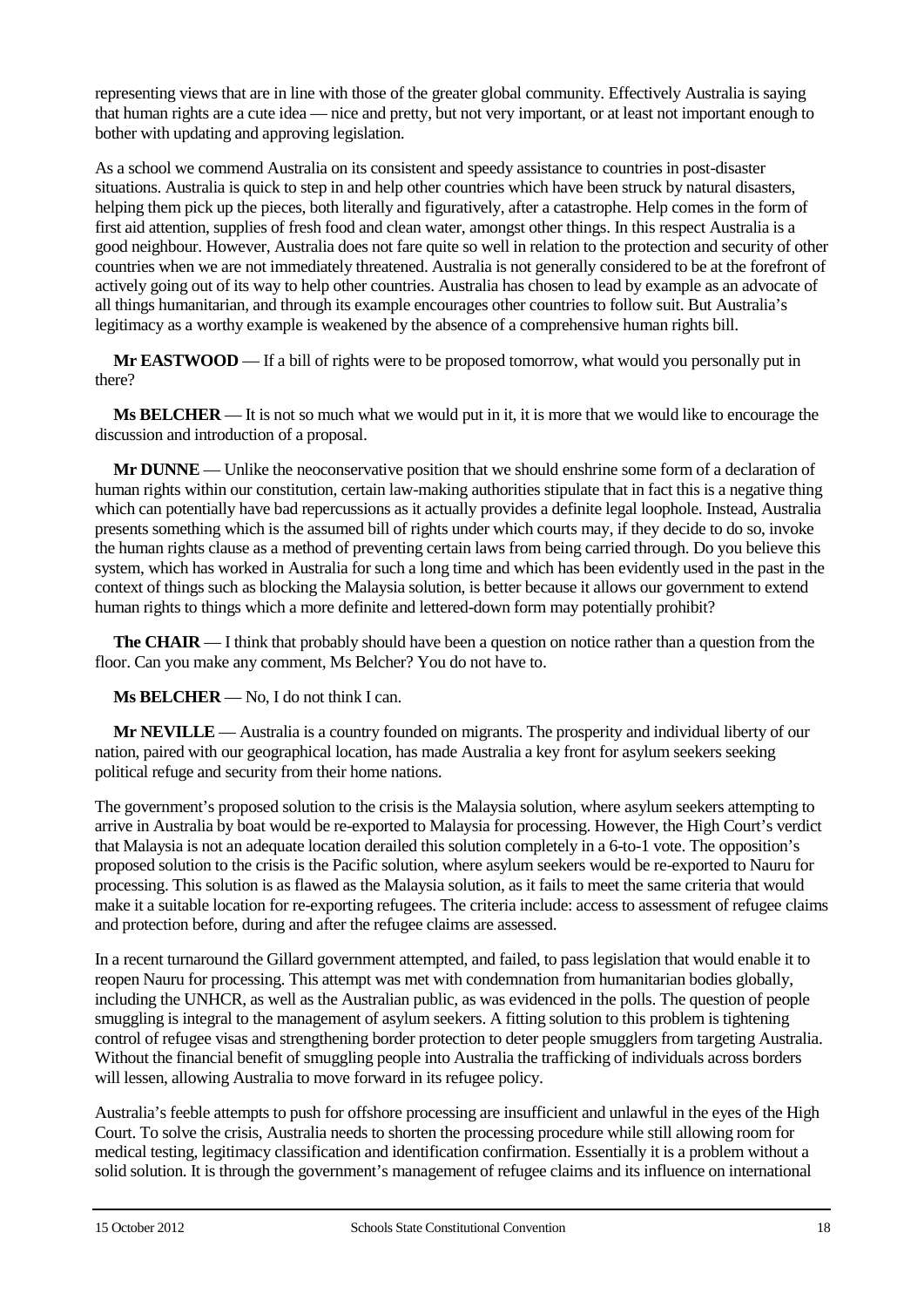representing views that are in line with those of the greater global community. Effectively Australia is saying that human rights are a cute idea — nice and pretty, but not very important, or at least not important enough to bother with updating and approving legislation.

As a school we commend Australia on its consistent and speedy assistance to countries in post-disaster situations. Australia is quick to step in and help other countries which have been struck by natural disasters, helping them pick up the pieces, both literally and figuratively, after a catastrophe. Help comes in the form of first aid attention, supplies of fresh food and clean water, amongst other things. In this respect Australia is a good neighbour. However, Australia does not fare quite so well in relation to the protection and security of other countries when we are not immediately threatened. Australia is not generally considered to be at the forefront of actively going out of its way to help other countries. Australia has chosen to lead by example as an advocate of all things humanitarian, and through its example encourages other countries to follow suit. But Australia's legitimacy as a worthy example is weakened by the absence of a comprehensive human rights bill.

**Mr EASTWOOD** — If a bill of rights were to be proposed tomorrow, what would you personally put in there?

**Ms BELCHER** — It is not so much what we would put in it, it is more that we would like to encourage the discussion and introduction of a proposal.

**Mr DUNNE** — Unlike the neoconservative position that we should enshrine some form of a declaration of human rights within our constitution, certain law-making authorities stipulate that in fact this is a negative thing which can potentially have bad repercussions as it actually provides a definite legal loophole. Instead, Australia presents something which is the assumed bill of rights under which courts may, if they decide to do so, invoke the human rights clause as a method of preventing certain laws from being carried through. Do you believe this system, which has worked in Australia for such a long time and which has been evidently used in the past in the context of things such as blocking the Malaysia solution, is better because it allows our government to extend human rights to things which a more definite and lettered-down form may potentially prohibit?

**The CHAIR** — I think that probably should have been a question on notice rather than a question from the floor. Can you make any comment, Ms Belcher? You do not have to.

**Ms BELCHER** — No, I do not think I can.

**Mr NEVILLE** — Australia is a country founded on migrants. The prosperity and individual liberty of our nation, paired with our geographical location, has made Australia a key front for asylum seekers seeking political refuge and security from their home nations.

The government's proposed solution to the crisis is the Malaysia solution, where asylum seekers attempting to arrive in Australia by boat would be re-exported to Malaysia for processing. However, the High Court's verdict that Malaysia is not an adequate location derailed this solution completely in a 6-to-1 vote. The opposition's proposed solution to the crisis is the Pacific solution, where asylum seekers would be re-exported to Nauru for processing. This solution is as flawed as the Malaysia solution, as it fails to meet the same criteria that would make it a suitable location for re-exporting refugees. The criteria include: access to assessment of refugee claims and protection before, during and after the refugee claims are assessed.

In a recent turnaround the Gillard government attempted, and failed, to pass legislation that would enable it to reopen Nauru for processing. This attempt was met with condemnation from humanitarian bodies globally, including the UNHCR, as well as the Australian public, as was evidenced in the polls. The question of people smuggling is integral to the management of asylum seekers. A fitting solution to this problem is tightening control of refugee visas and strengthening border protection to deter people smugglers from targeting Australia. Without the financial benefit of smuggling people into Australia the trafficking of individuals across borders will lessen, allowing Australia to move forward in its refugee policy.

Australia's feeble attempts to push for offshore processing are insufficient and unlawful in the eyes of the High Court. To solve the crisis, Australia needs to shorten the processing procedure while still allowing room for medical testing, legitimacy classification and identification confirmation. Essentially it is a problem without a solid solution. It is through the government's management of refugee claims and its influence on international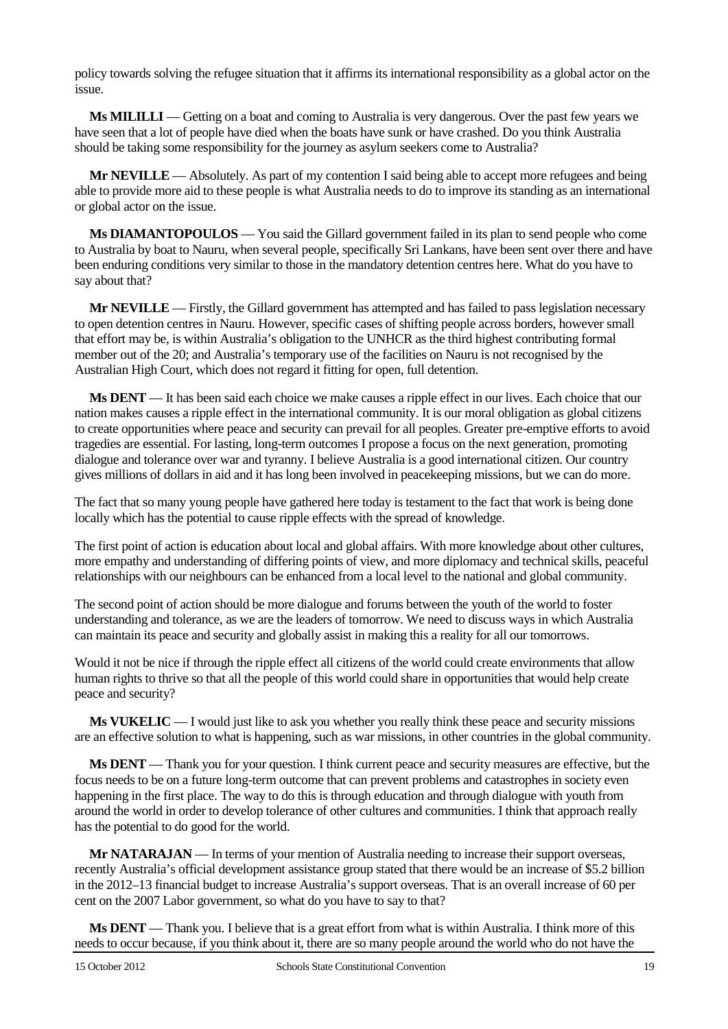policy towards solving the refugee situation that it affirms its international responsibility as a global actor on the issue.

**Ms MILILLI** — Getting on a boat and coming to Australia is very dangerous. Over the past few years we have seen that a lot of people have died when the boats have sunk or have crashed. Do you think Australia should be taking some responsibility for the journey as asylum seekers come to Australia?

**Mr NEVILLE** — Absolutely. As part of my contention I said being able to accept more refugees and being able to provide more aid to these people is what Australia needs to do to improve its standing as an international or global actor on the issue.

**Ms DIAMANTOPOULOS** — You said the Gillard government failed in its plan to send people who come to Australia by boat to Nauru, when several people, specifically Sri Lankans, have been sent over there and have been enduring conditions very similar to those in the mandatory detention centres here. What do you have to say about that?

**Mr NEVILLE** — Firstly, the Gillard government has attempted and has failed to pass legislation necessary to open detention centres in Nauru. However, specific cases of shifting people across borders, however small that effort may be, is within Australia's obligation to the UNHCR as the third highest contributing formal member out of the 20; and Australia's temporary use of the facilities on Nauru is not recognised by the Australian High Court, which does not regard it fitting for open, full detention.

**Ms DENT** — It has been said each choice we make causes a ripple effect in our lives. Each choice that our nation makes causes a ripple effect in the international community. It is our moral obligation as global citizens to create opportunities where peace and security can prevail for all peoples. Greater pre-emptive efforts to avoid tragedies are essential. For lasting, long-term outcomes I propose a focus on the next generation, promoting dialogue and tolerance over war and tyranny. I believe Australia is a good international citizen. Our country gives millions of dollars in aid and it has long been involved in peacekeeping missions, but we can do more.

The fact that so many young people have gathered here today is testament to the fact that work is being done locally which has the potential to cause ripple effects with the spread of knowledge.

The first point of action is education about local and global affairs. With more knowledge about other cultures, more empathy and understanding of differing points of view, and more diplomacy and technical skills, peaceful relationships with our neighbours can be enhanced from a local level to the national and global community.

The second point of action should be more dialogue and forums between the youth of the world to foster understanding and tolerance, as we are the leaders of tomorrow. We need to discuss ways in which Australia can maintain its peace and security and globally assist in making this a reality for all our tomorrows.

Would it not be nice if through the ripple effect all citizens of the world could create environments that allow human rights to thrive so that all the people of this world could share in opportunities that would help create peace and security?

**Ms VUKELIC** — I would just like to ask you whether you really think these peace and security missions are an effective solution to what is happening, such as war missions, in other countries in the global community.

**Ms DENT** — Thank you for your question. I think current peace and security measures are effective, but the focus needs to be on a future long-term outcome that can prevent problems and catastrophes in society even happening in the first place. The way to do this is through education and through dialogue with youth from around the world in order to develop tolerance of other cultures and communities. I think that approach really has the potential to do good for the world.

**Mr NATARAJAN** — In terms of your mention of Australia needing to increase their support overseas, recently Australia's official development assistance group stated that there would be an increase of $5.2 billion in the 2012–13 financial budget to increase Australia's support overseas. That is an overall increase of 60 per cent on the 2007 Labor government, so what do you have to say to that?

**Ms DENT** — Thank you. I believe that is a great effort from what is within Australia. I think more of this needs to occur because, if you think about it, there are so many people around the world who do not have the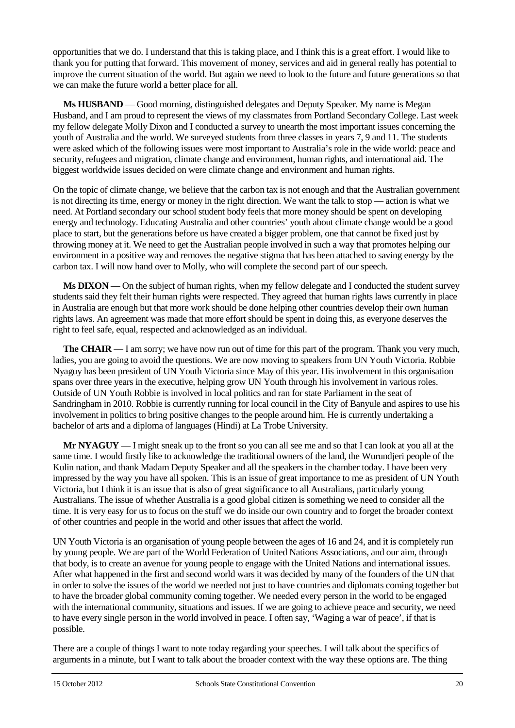opportunities that we do. I understand that this is taking place, and I think this is a great effort. I would like to thank you for putting that forward. This movement of money, services and aid in general really has potential to improve the current situation of the world. But again we need to look to the future and future generations so that we can make the future world a better place for all.

**Ms HUSBAND** — Good morning, distinguished delegates and Deputy Speaker. My name is Megan Husband, and I am proud to represent the views of my classmates from Portland Secondary College. Last week my fellow delegate Molly Dixon and I conducted a survey to unearth the most important issues concerning the youth of Australia and the world. We surveyed students from three classes in years 7, 9 and 11. The students were asked which of the following issues were most important to Australia's role in the wide world: peace and security, refugees and migration, climate change and environment, human rights, and international aid. The biggest worldwide issues decided on were climate change and environment and human rights.

On the topic of climate change, we believe that the carbon tax is not enough and that the Australian government is not directing its time, energy or money in the right direction. We want the talk to stop — action is what we need. At Portland secondary our school student body feels that more money should be spent on developing energy and technology. Educating Australia and other countries' youth about climate change would be a good place to start, but the generations before us have created a bigger problem, one that cannot be fixed just by throwing money at it. We need to get the Australian people involved in such a way that promotes helping our environment in a positive way and removes the negative stigma that has been attached to saving energy by the carbon tax. I will now hand over to Molly, who will complete the second part of our speech.

**Ms DIXON** — On the subject of human rights, when my fellow delegate and I conducted the student survey students said they felt their human rights were respected. They agreed that human rights laws currently in place in Australia are enough but that more work should be done helping other countries develop their own human rights laws. An agreement was made that more effort should be spent in doing this, as everyone deserves the right to feel safe, equal, respected and acknowledged as an individual.

**The CHAIR** — I am sorry; we have now run out of time for this part of the program. Thank you very much, ladies, you are going to avoid the questions. We are now moving to speakers from UN Youth Victoria. Robbie Nyaguy has been president of UN Youth Victoria since May of this year. His involvement in this organisation spans over three years in the executive, helping grow UN Youth through his involvement in various roles. Outside of UN Youth Robbie is involved in local politics and ran for state Parliament in the seat of Sandringham in 2010. Robbie is currently running for local council in the City of Banyule and aspires to use his involvement in politics to bring positive changes to the people around him. He is currently undertaking a bachelor of arts and a diploma of languages (Hindi) at La Trobe University.

**Mr NYAGUY** — I might sneak up to the front so you can all see me and so that I can look at you all at the same time. I would firstly like to acknowledge the traditional owners of the land, the Wurundjeri people of the Kulin nation, and thank Madam Deputy Speaker and all the speakers in the chamber today. I have been very impressed by the way you have all spoken. This is an issue of great importance to me as president of UN Youth Victoria, but I think it is an issue that is also of great significance to all Australians, particularly young Australians. The issue of whether Australia is a good global citizen is something we need to consider all the time. It is very easy for us to focus on the stuff we do inside our own country and to forget the broader context of other countries and people in the world and other issues that affect the world.

UN Youth Victoria is an organisation of young people between the ages of 16 and 24, and it is completely run by young people. We are part of the World Federation of United Nations Associations, and our aim, through that body, is to create an avenue for young people to engage with the United Nations and international issues. After what happened in the first and second world wars it was decided by many of the founders of the UN that in order to solve the issues of the world we needed not just to have countries and diplomats coming together but to have the broader global community coming together. We needed every person in the world to be engaged with the international community, situations and issues. If we are going to achieve peace and security, we need to have every single person in the world involved in peace. I often say, 'Waging a war of peace', if that is possible.

There are a couple of things I want to note today regarding your speeches. I will talk about the specifics of arguments in a minute, but I want to talk about the broader context with the way these options are. The thing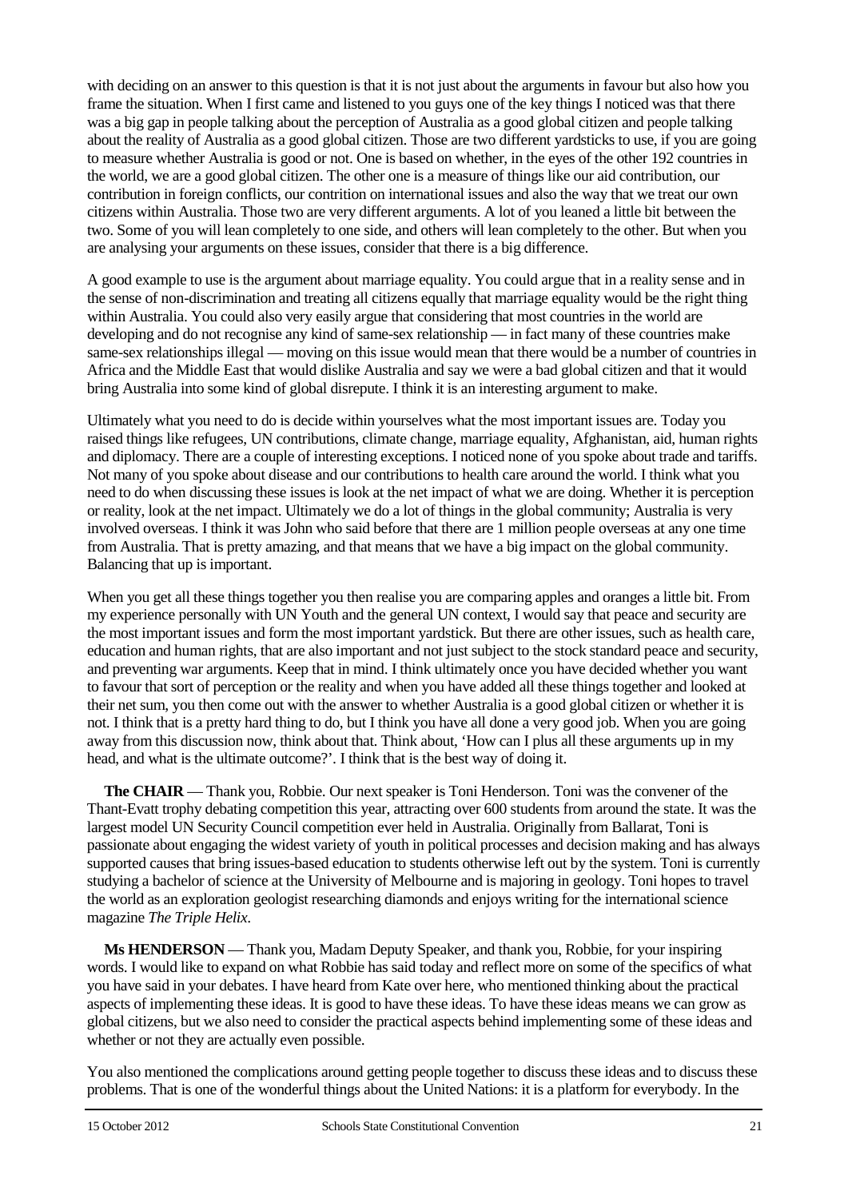with deciding on an answer to this question is that it is not just about the arguments in favour but also how you frame the situation. When I first came and listened to you guys one of the key things I noticed was that there was a big gap in people talking about the perception of Australia as a good global citizen and people talking about the reality of Australia as a good global citizen. Those are two different yardsticks to use, if you are going to measure whether Australia is good or not. One is based on whether, in the eyes of the other 192 countries in the world, we are a good global citizen. The other one is a measure of things like our aid contribution, our contribution in foreign conflicts, our contrition on international issues and also the way that we treat our own citizens within Australia. Those two are very different arguments. A lot of you leaned a little bit between the two. Some of you will lean completely to one side, and others will lean completely to the other. But when you are analysing your arguments on these issues, consider that there is a big difference.

A good example to use is the argument about marriage equality. You could argue that in a reality sense and in the sense of non-discrimination and treating all citizens equally that marriage equality would be the right thing within Australia. You could also very easily argue that considering that most countries in the world are developing and do not recognise any kind of same-sex relationship — in fact many of these countries make same-sex relationships illegal — moving on this issue would mean that there would be a number of countries in Africa and the Middle East that would dislike Australia and say we were a bad global citizen and that it would bring Australia into some kind of global disrepute. I think it is an interesting argument to make.

Ultimately what you need to do is decide within yourselves what the most important issues are. Today you raised things like refugees, UN contributions, climate change, marriage equality, Afghanistan, aid, human rights and diplomacy. There are a couple of interesting exceptions. I noticed none of you spoke about trade and tariffs. Not many of you spoke about disease and our contributions to health care around the world. I think what you need to do when discussing these issues is look at the net impact of what we are doing. Whether it is perception or reality, look at the net impact. Ultimately we do a lot of things in the global community; Australia is very involved overseas. I think it was John who said before that there are 1 million people overseas at any one time from Australia. That is pretty amazing, and that means that we have a big impact on the global community. Balancing that up is important.

When you get all these things together you then realise you are comparing apples and oranges a little bit. From my experience personally with UN Youth and the general UN context, I would say that peace and security are the most important issues and form the most important yardstick. But there are other issues, such as health care, education and human rights, that are also important and not just subject to the stock standard peace and security, and preventing war arguments. Keep that in mind. I think ultimately once you have decided whether you want to favour that sort of perception or the reality and when you have added all these things together and looked at their net sum, you then come out with the answer to whether Australia is a good global citizen or whether it is not. I think that is a pretty hard thing to do, but I think you have all done a very good job. When you are going away from this discussion now, think about that. Think about, 'How can I plus all these arguments up in my head, and what is the ultimate outcome?'. I think that is the best way of doing it.

**The CHAIR** — Thank you, Robbie. Our next speaker is Toni Henderson. Toni was the convener of the Thant-Evatt trophy debating competition this year, attracting over 600 students from around the state. It was the largest model UN Security Council competition ever held in Australia. Originally from Ballarat, Toni is passionate about engaging the widest variety of youth in political processes and decision making and has always supported causes that bring issues-based education to students otherwise left out by the system. Toni is currently studying a bachelor of science at the University of Melbourne and is majoring in geology. Toni hopes to travel the world as an exploration geologist researching diamonds and enjoys writing for the international science magazine *The Triple Helix*.

**Ms HENDERSON** — Thank you, Madam Deputy Speaker, and thank you, Robbie, for your inspiring words. I would like to expand on what Robbie has said today and reflect more on some of the specifics of what you have said in your debates. I have heard from Kate over here, who mentioned thinking about the practical aspects of implementing these ideas. It is good to have these ideas. To have these ideas means we can grow as global citizens, but we also need to consider the practical aspects behind implementing some of these ideas and whether or not they are actually even possible.

You also mentioned the complications around getting people together to discuss these ideas and to discuss these problems. That is one of the wonderful things about the United Nations: it is a platform for everybody. In the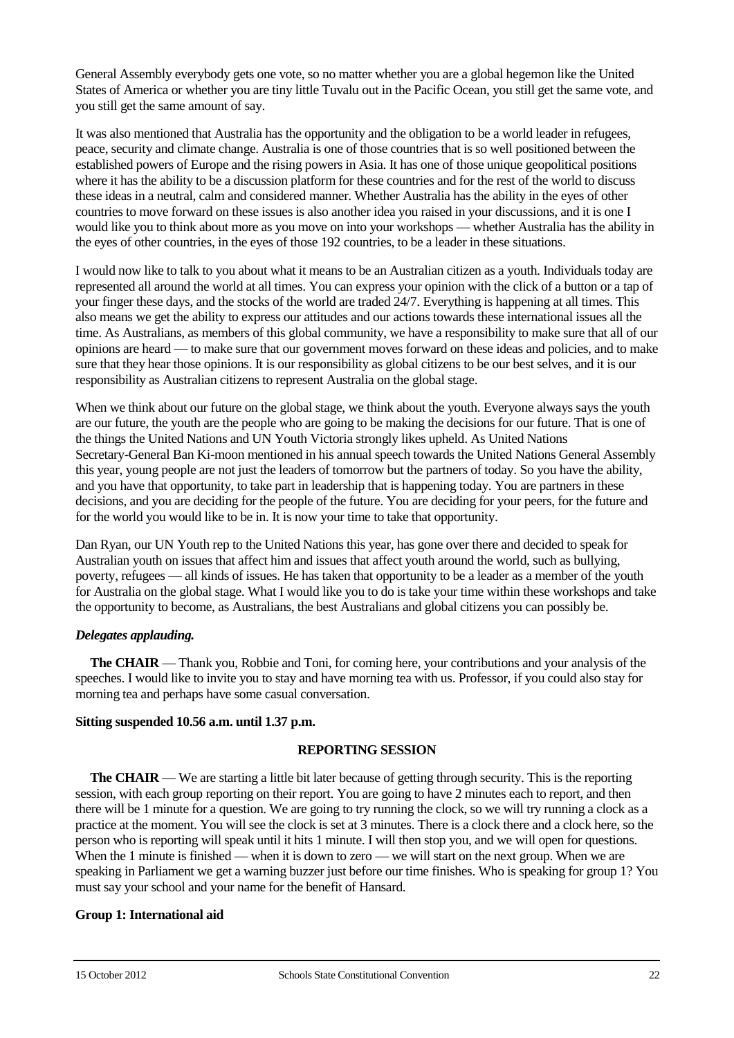General Assembly everybody gets one vote, so no matter whether you are a global hegemon like the United States of America or whether you are tiny little Tuvalu out in the Pacific Ocean, you still get the same vote, and you still get the same amount of say.

It was also mentioned that Australia has the opportunity and the obligation to be a world leader in refugees, peace, security and climate change. Australia is one of those countries that is so well positioned between the established powers of Europe and the rising powers in Asia. It has one of those unique geopolitical positions where it has the ability to be a discussion platform for these countries and for the rest of the world to discuss these ideas in a neutral, calm and considered manner. Whether Australia has the ability in the eyes of other countries to move forward on these issues is also another idea you raised in your discussions, and it is one I would like you to think about more as you move on into your workshops — whether Australia has the ability in the eyes of other countries, in the eyes of those 192 countries, to be a leader in these situations.

I would now like to talk to you about what it means to be an Australian citizen as a youth. Individuals today are represented all around the world at all times. You can express your opinion with the click of a button or a tap of your finger these days, and the stocks of the world are traded 24/7. Everything is happening at all times. This also means we get the ability to express our attitudes and our actions towards these international issues all the time. As Australians, as members of this global community, we have a responsibility to make sure that all of our opinions are heard — to make sure that our government moves forward on these ideas and policies, and to make sure that they hear those opinions. It is our responsibility as global citizens to be our best selves, and it is our responsibility as Australian citizens to represent Australia on the global stage.

When we think about our future on the global stage, we think about the youth. Everyone always says the youth are our future, the youth are the people who are going to be making the decisions for our future. That is one of the things the United Nations and UN Youth Victoria strongly likes upheld. As United Nations Secretary-General Ban Ki-moon mentioned in his annual speech towards the United Nations General Assembly this year, young people are not just the leaders of tomorrow but the partners of today. So you have the ability, and you have that opportunity, to take part in leadership that is happening today. You are partners in these decisions, and you are deciding for the people of the future. You are deciding for your peers, for the future and for the world you would like to be in. It is now your time to take that opportunity.

Dan Ryan, our UN Youth rep to the United Nations this year, has gone over there and decided to speak for Australian youth on issues that affect him and issues that affect youth around the world, such as bullying, poverty, refugees — all kinds of issues. He has taken that opportunity to be a leader as a member of the youth for Australia on the global stage. What I would like you to do is take your time within these workshops and take the opportunity to become, as Australians, the best Australians and global citizens you can possibly be.

***Delegates applauding.***

**The CHAIR** — Thank you, Robbie and Toni, for coming here, your contributions and your analysis of the speeches. I would like to invite you to stay and have morning tea with us. Professor, if you could also stay for morning tea and perhaps have some casual conversation.

**Sitting suspended 10.56 a.m. until 1.37 p.m.**

## REPORTING SESSION

**The CHAIR** — We are starting a little bit later because of getting through security. This is the reporting session, with each group reporting on their report. You are going to have 2 minutes each to report, and then there will be 1 minute for a question. We are going to try running the clock, so we will try running a clock as a practice at the moment. You will see the clock is set at 3 minutes. There is a clock there and a clock here, so the person who is reporting will speak until it hits 1 minute. I will then stop you, and we will open for questions. When the 1 minute is finished — when it is down to zero — we will start on the next group. When we are speaking in Parliament we get a warning buzzer just before our time finishes. Who is speaking for group 1? You must say your school and your name for the benefit of Hansard.

**Group 1: International aid**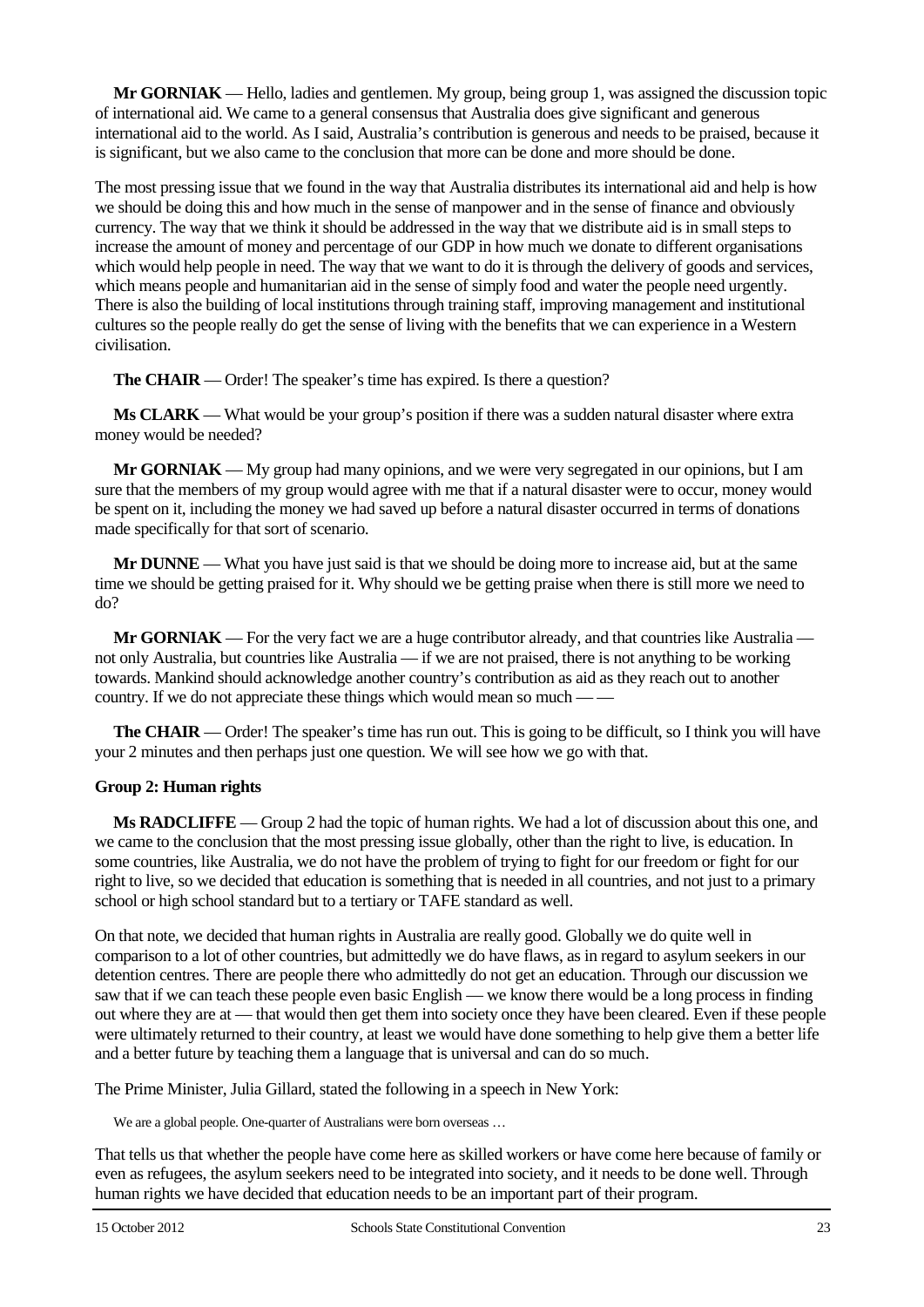**Mr GORNIAK** — Hello, ladies and gentlemen. My group, being group 1, was assigned the discussion topic of international aid. We came to a general consensus that Australia does give significant and generous international aid to the world. As I said, Australia's contribution is generous and needs to be praised, because it is significant, but we also came to the conclusion that more can be done and more should be done.

The most pressing issue that we found in the way that Australia distributes its international aid and help is how we should be doing this and how much in the sense of manpower and in the sense of finance and obviously currency. The way that we think it should be addressed in the way that we distribute aid is in small steps to increase the amount of money and percentage of our GDP in how much we donate to different organisations which would help people in need. The way that we want to do it is through the delivery of goods and services, which means people and humanitarian aid in the sense of simply food and water the people need urgently. There is also the building of local institutions through training staff, improving management and institutional cultures so the people really do get the sense of living with the benefits that we can experience in a Western civilisation.

**The CHAIR** — Order! The speaker's time has expired. Is there a question?

**Ms CLARK** — What would be your group's position if there was a sudden natural disaster where extra money would be needed?

**Mr GORNIAK** — My group had many opinions, and we were very segregated in our opinions, but I am sure that the members of my group would agree with me that if a natural disaster were to occur, money would be spent on it, including the money we had saved up before a natural disaster occurred in terms of donations made specifically for that sort of scenario.

**Mr DUNNE** — What you have just said is that we should be doing more to increase aid, but at the same time we should be getting praised for it. Why should we be getting praise when there is still more we need to do?

**Mr GORNIAK** — For the very fact we are a huge contributor already, and that countries like Australia — not only Australia, but countries like Australia — if we are not praised, there is not anything to be working towards. Mankind should acknowledge another country's contribution as aid as they reach out to another country. If we do not appreciate these things which would mean so much — —

**The CHAIR** — Order! The speaker's time has run out. This is going to be difficult, so I think you will have your 2 minutes and then perhaps just one question. We will see how we go with that.

**Group 2: Human rights**

**Ms RADCLIFFE** — Group 2 had the topic of human rights. We had a lot of discussion about this one, and we came to the conclusion that the most pressing issue globally, other than the right to live, is education. In some countries, like Australia, we do not have the problem of trying to fight for our freedom or fight for our right to live, so we decided that education is something that is needed in all countries, and not just to a primary school or high school standard but to a tertiary or TAFE standard as well.

On that note, we decided that human rights in Australia are really good. Globally we do quite well in comparison to a lot of other countries, but admittedly we do have flaws, as in regard to asylum seekers in our detention centres. There are people there who admittedly do not get an education. Through our discussion we saw that if we can teach these people even basic English — we know there would be a long process in finding out where they are at — that would then get them into society once they have been cleared. Even if these people were ultimately returned to their country, at least we would have done something to help give them a better life and a better future by teaching them a language that is universal and can do so much.

The Prime Minister, Julia Gillard, stated the following in a speech in New York:

> We are a global people. One-quarter of Australians were born overseas …

That tells us that whether the people have come here as skilled workers or have come here because of family or even as refugees, the asylum seekers need to be integrated into society, and it needs to be done well. Through human rights we have decided that education needs to be an important part of their program.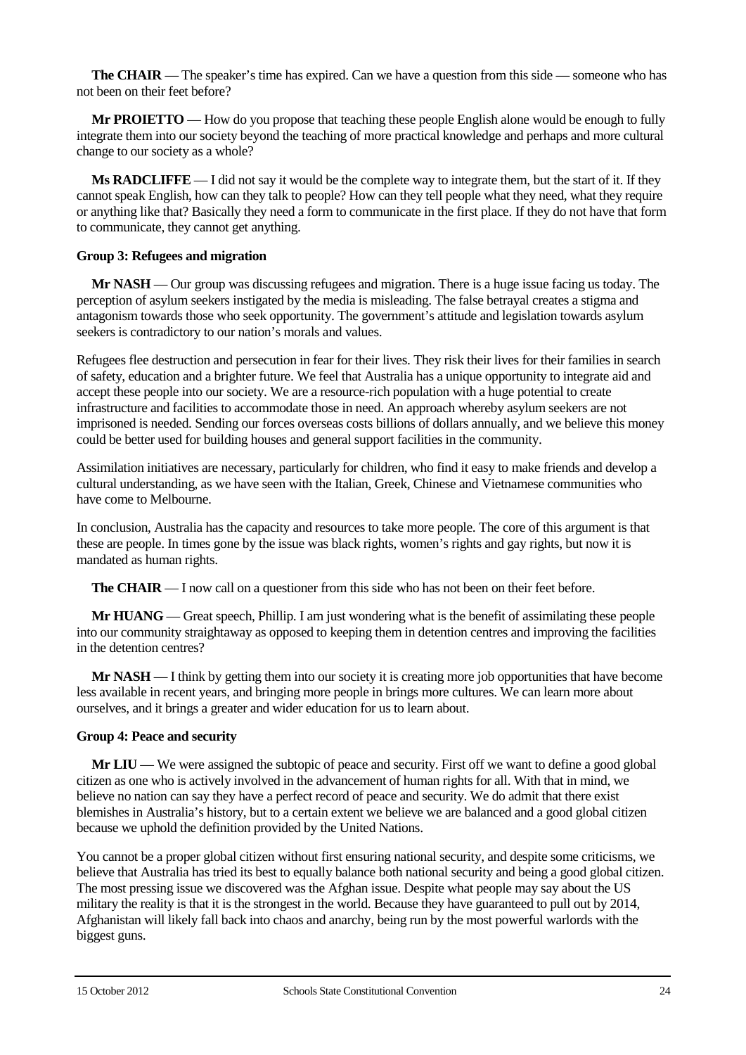**The CHAIR** — The speaker's time has expired. Can we have a question from this side — someone who has not been on their feet before?

**Mr PROIETTO** — How do you propose that teaching these people English alone would be enough to fully integrate them into our society beyond the teaching of more practical knowledge and perhaps and more cultural change to our society as a whole?

**Ms RADCLIFFE** — I did not say it would be the complete way to integrate them, but the start of it. If they cannot speak English, how can they talk to people? How can they tell people what they need, what they require or anything like that? Basically they need a form to communicate in the first place. If they do not have that form to communicate, they cannot get anything.

**Group 3: Refugees and migration**

**Mr NASH** — Our group was discussing refugees and migration. There is a huge issue facing us today. The perception of asylum seekers instigated by the media is misleading. The false betrayal creates a stigma and antagonism towards those who seek opportunity. The government's attitude and legislation towards asylum seekers is contradictory to our nation's morals and values.

Refugees flee destruction and persecution in fear for their lives. They risk their lives for their families in search of safety, education and a brighter future. We feel that Australia has a unique opportunity to integrate aid and accept these people into our society. We are a resource-rich population with a huge potential to create infrastructure and facilities to accommodate those in need. An approach whereby asylum seekers are not imprisoned is needed. Sending our forces overseas costs billions of dollars annually, and we believe this money could be better used for building houses and general support facilities in the community.

Assimilation initiatives are necessary, particularly for children, who find it easy to make friends and develop a cultural understanding, as we have seen with the Italian, Greek, Chinese and Vietnamese communities who have come to Melbourne.

In conclusion, Australia has the capacity and resources to take more people. The core of this argument is that these are people. In times gone by the issue was black rights, women's rights and gay rights, but now it is mandated as human rights.

**The CHAIR** — I now call on a questioner from this side who has not been on their feet before.

**Mr HUANG** — Great speech, Phillip. I am just wondering what is the benefit of assimilating these people into our community straightaway as opposed to keeping them in detention centres and improving the facilities in the detention centres?

**Mr NASH** — I think by getting them into our society it is creating more job opportunities that have become less available in recent years, and bringing more people in brings more cultures. We can learn more about ourselves, and it brings a greater and wider education for us to learn about.

**Group 4: Peace and security**

**Mr LIU** — We were assigned the subtopic of peace and security. First off we want to define a good global citizen as one who is actively involved in the advancement of human rights for all. With that in mind, we believe no nation can say they have a perfect record of peace and security. We do admit that there exist blemishes in Australia's history, but to a certain extent we believe we are balanced and a good global citizen because we uphold the definition provided by the United Nations.

You cannot be a proper global citizen without first ensuring national security, and despite some criticisms, we believe that Australia has tried its best to equally balance both national security and being a good global citizen. The most pressing issue we discovered was the Afghan issue. Despite what people may say about the US military the reality is that it is the strongest in the world. Because they have guaranteed to pull out by 2014, Afghanistan will likely fall back into chaos and anarchy, being run by the most powerful warlords with the biggest guns.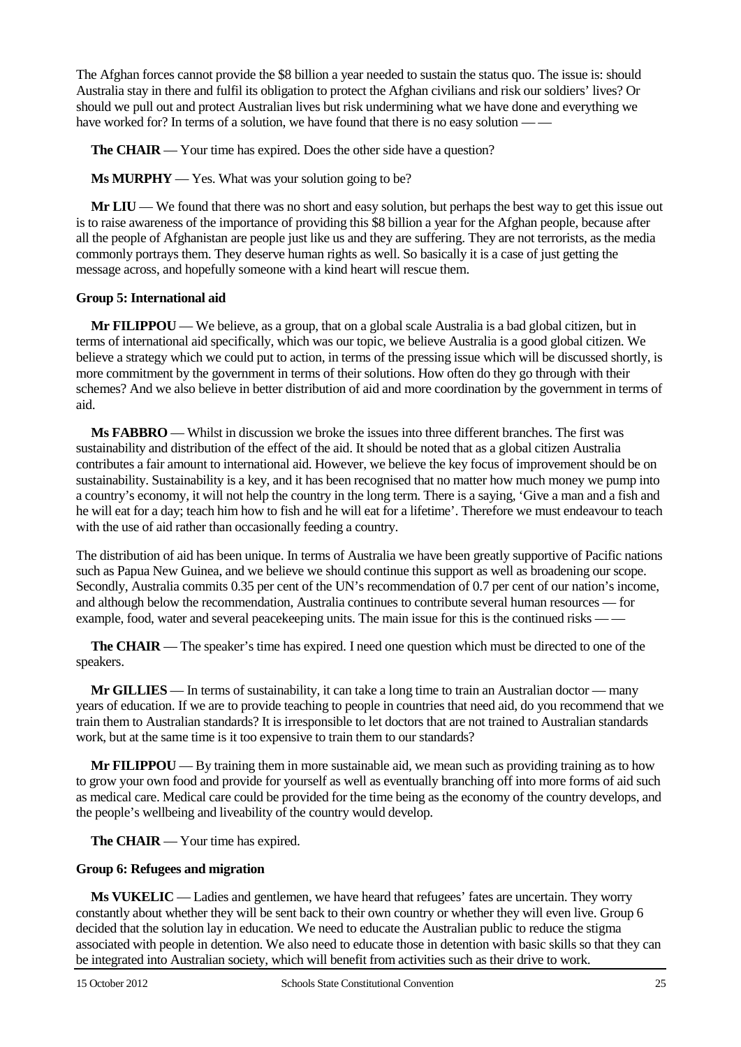The Afghan forces cannot provide the $8 billion a year needed to sustain the status quo. The issue is: should Australia stay in there and fulfil its obligation to protect the Afghan civilians and risk our soldiers' lives? Or should we pull out and protect Australian lives but risk undermining what we have done and everything we have worked for? In terms of a solution, we have found that there is no easy solution — —

**The CHAIR** — Your time has expired. Does the other side have a question?

**Ms MURPHY** — Yes. What was your solution going to be?

**Mr LIU** — We found that there was no short and easy solution, but perhaps the best way to get this issue out is to raise awareness of the importance of providing this $8 billion a year for the Afghan people, because after all the people of Afghanistan are people just like us and they are suffering. They are not terrorists, as the media commonly portrays them. They deserve human rights as well. So basically it is a case of just getting the message across, and hopefully someone with a kind heart will rescue them.

**Group 5: International aid**

**Mr FILIPPOU** — We believe, as a group, that on a global scale Australia is a bad global citizen, but in terms of international aid specifically, which was our topic, we believe Australia is a good global citizen. We believe a strategy which we could put to action, in terms of the pressing issue which will be discussed shortly, is more commitment by the government in terms of their solutions. How often do they go through with their schemes? And we also believe in better distribution of aid and more coordination by the government in terms of aid.

**Ms FABBRO** — Whilst in discussion we broke the issues into three different branches. The first was sustainability and distribution of the effect of the aid. It should be noted that as a global citizen Australia contributes a fair amount to international aid. However, we believe the key focus of improvement should be on sustainability. Sustainability is a key, and it has been recognised that no matter how much money we pump into a country's economy, it will not help the country in the long term. There is a saying, 'Give a man and a fish and he will eat for a day; teach him how to fish and he will eat for a lifetime'. Therefore we must endeavour to teach with the use of aid rather than occasionally feeding a country.

The distribution of aid has been unique. In terms of Australia we have been greatly supportive of Pacific nations such as Papua New Guinea, and we believe we should continue this support as well as broadening our scope. Secondly, Australia commits 0.35 per cent of the UN's recommendation of 0.7 per cent of our nation's income, and although below the recommendation, Australia continues to contribute several human resources — for example, food, water and several peacekeeping units. The main issue for this is the continued risks — —

**The CHAIR** — The speaker's time has expired. I need one question which must be directed to one of the speakers.

**Mr GILLIES** — In terms of sustainability, it can take a long time to train an Australian doctor — many years of education. If we are to provide teaching to people in countries that need aid, do you recommend that we train them to Australian standards? It is irresponsible to let doctors that are not trained to Australian standards work, but at the same time is it too expensive to train them to our standards?

**Mr FILIPPOU** — By training them in more sustainable aid, we mean such as providing training as to how to grow your own food and provide for yourself as well as eventually branching off into more forms of aid such as medical care. Medical care could be provided for the time being as the economy of the country develops, and the people's wellbeing and liveability of the country would develop.

**The CHAIR** — Your time has expired.

**Group 6: Refugees and migration**

**Ms VUKELIC** — Ladies and gentlemen, we have heard that refugees' fates are uncertain. They worry constantly about whether they will be sent back to their own country or whether they will even live. Group 6 decided that the solution lay in education. We need to educate the Australian public to reduce the stigma associated with people in detention. We also need to educate those in detention with basic skills so that they can be integrated into Australian society, which will benefit from activities such as their drive to work.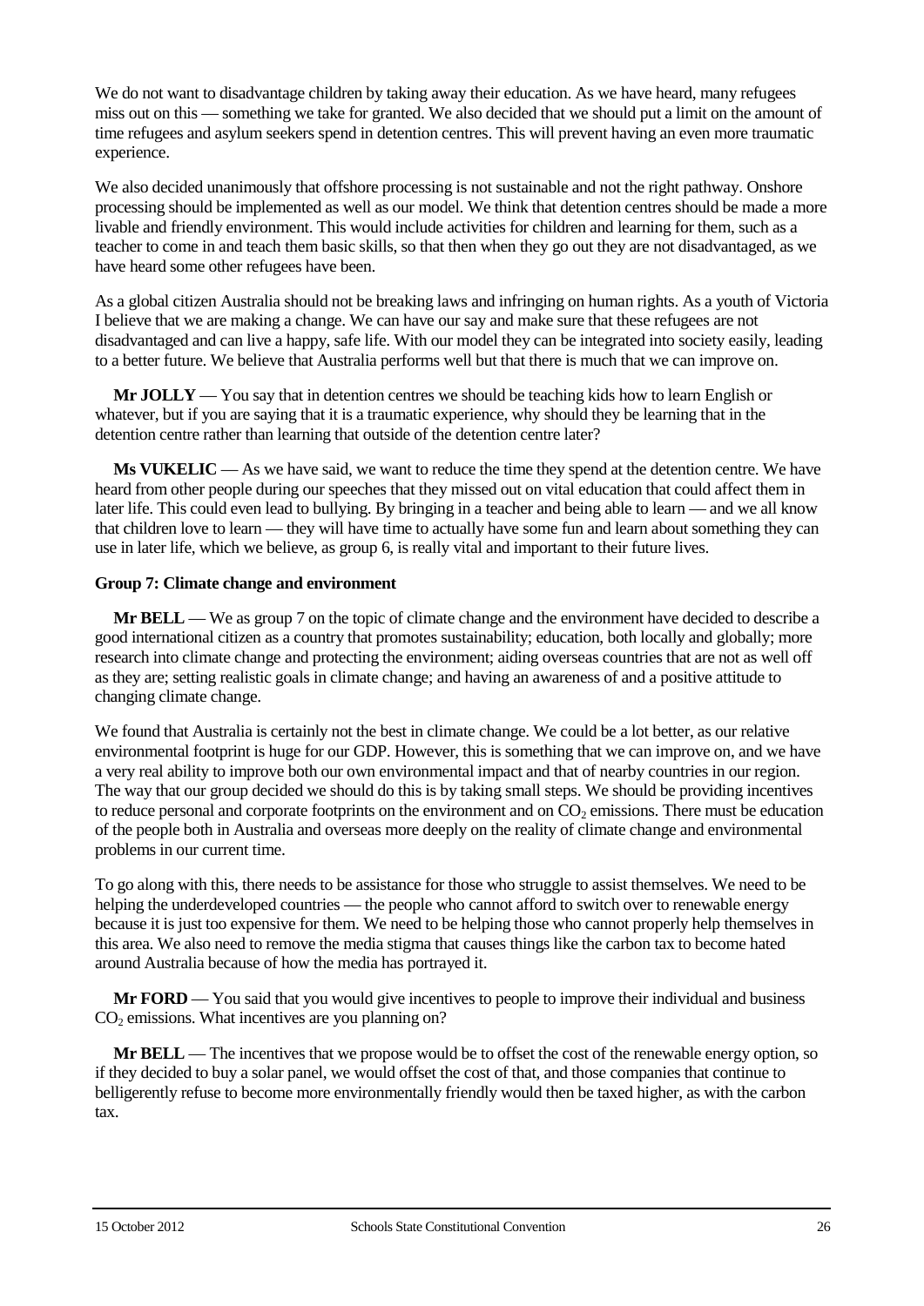We do not want to disadvantage children by taking away their education. As we have heard, many refugees miss out on this — something we take for granted. We also decided that we should put a limit on the amount of time refugees and asylum seekers spend in detention centres. This will prevent having an even more traumatic experience.

We also decided unanimously that offshore processing is not sustainable and not the right pathway. Onshore processing should be implemented as well as our model. We think that detention centres should be made a more livable and friendly environment. This would include activities for children and learning for them, such as a teacher to come in and teach them basic skills, so that then when they go out they are not disadvantaged, as we have heard some other refugees have been.

As a global citizen Australia should not be breaking laws and infringing on human rights. As a youth of Victoria I believe that we are making a change. We can have our say and make sure that these refugees are not disadvantaged and can live a happy, safe life. With our model they can be integrated into society easily, leading to a better future. We believe that Australia performs well but that there is much that we can improve on.

**Mr JOLLY** — You say that in detention centres we should be teaching kids how to learn English or whatever, but if you are saying that it is a traumatic experience, why should they be learning that in the detention centre rather than learning that outside of the detention centre later?

**Ms VUKELIC** — As we have said, we want to reduce the time they spend at the detention centre. We have heard from other people during our speeches that they missed out on vital education that could affect them in later life. This could even lead to bullying. By bringing in a teacher and being able to learn — and we all know that children love to learn — they will have time to actually have some fun and learn about something they can use in later life, which we believe, as group 6, is really vital and important to their future lives.

**Group 7: Climate change and environment**

**Mr BELL** — We as group 7 on the topic of climate change and the environment have decided to describe a good international citizen as a country that promotes sustainability; education, both locally and globally; more research into climate change and protecting the environment; aiding overseas countries that are not as well off as they are; setting realistic goals in climate change; and having an awareness of and a positive attitude to changing climate change.

We found that Australia is certainly not the best in climate change. We could be a lot better, as our relative environmental footprint is huge for our GDP. However, this is something that we can improve on, and we have a very real ability to improve both our own environmental impact and that of nearby countries in our region. The way that our group decided we should do this is by taking small steps. We should be providing incentives to reduce personal and corporate footprints on the environment and on $CO_2$ emissions. There must be education of the people both in Australia and overseas more deeply on the reality of climate change and environmental problems in our current time.

To go along with this, there needs to be assistance for those who struggle to assist themselves. We need to be helping the underdeveloped countries — the people who cannot afford to switch over to renewable energy because it is just too expensive for them. We need to be helping those who cannot properly help themselves in this area. We also need to remove the media stigma that causes things like the carbon tax to become hated around Australia because of how the media has portrayed it.

**Mr FORD** — You said that you would give incentives to people to improve their individual and business $CO_2$ emissions. What incentives are you planning on?

**Mr BELL** — The incentives that we propose would be to offset the cost of the renewable energy option, so if they decided to buy a solar panel, we would offset the cost of that, and those companies that continue to belligerently refuse to become more environmentally friendly would then be taxed higher, as with the carbon tax.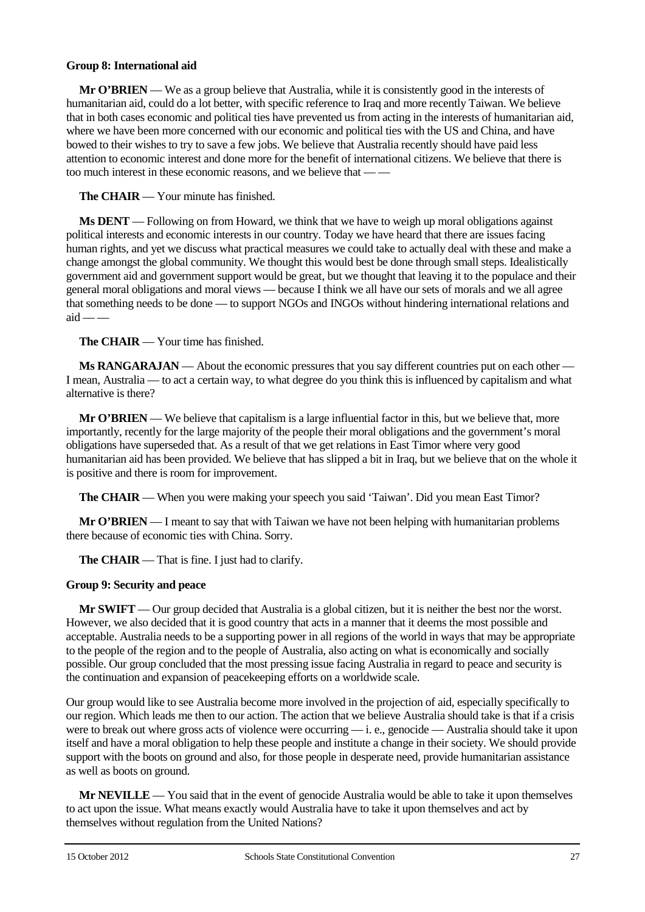**Group 8: International aid**

**Mr O'BRIEN** — We as a group believe that Australia, while it is consistently good in the interests of humanitarian aid, could do a lot better, with specific reference to Iraq and more recently Taiwan. We believe that in both cases economic and political ties have prevented us from acting in the interests of humanitarian aid, where we have been more concerned with our economic and political ties with the US and China, and have bowed to their wishes to try to save a few jobs. We believe that Australia recently should have paid less attention to economic interest and done more for the benefit of international citizens. We believe that there is too much interest in these economic reasons, and we believe that — —

**The CHAIR** — Your minute has finished.

**Ms DENT** — Following on from Howard, we think that we have to weigh up moral obligations against political interests and economic interests in our country. Today we have heard that there are issues facing human rights, and yet we discuss what practical measures we could take to actually deal with these and make a change amongst the global community. We thought this would best be done through small steps. Idealistically government aid and government support would be great, but we thought that leaving it to the populace and their general moral obligations and moral views — because I think we all have our sets of morals and we all agree that something needs to be done — to support NGOs and INGOs without hindering international relations and aid — —

**The CHAIR** — Your time has finished.

**Ms RANGARAJAN** — About the economic pressures that you say different countries put on each other — I mean, Australia — to act a certain way, to what degree do you think this is influenced by capitalism and what alternative is there?

**Mr O'BRIEN** — We believe that capitalism is a large influential factor in this, but we believe that, more importantly, recently for the large majority of the people their moral obligations and the government's moral obligations have superseded that. As a result of that we get relations in East Timor where very good humanitarian aid has been provided. We believe that has slipped a bit in Iraq, but we believe that on the whole it is positive and there is room for improvement.

**The CHAIR** — When you were making your speech you said 'Taiwan'. Did you mean East Timor?

**Mr O'BRIEN** — I meant to say that with Taiwan we have not been helping with humanitarian problems there because of economic ties with China. Sorry.

**The CHAIR** — That is fine. I just had to clarify.

**Group 9: Security and peace**

**Mr SWIFT** — Our group decided that Australia is a global citizen, but it is neither the best nor the worst. However, we also decided that it is good country that acts in a manner that it deems the most possible and acceptable. Australia needs to be a supporting power in all regions of the world in ways that may be appropriate to the people of the region and to the people of Australia, also acting on what is economically and socially possible. Our group concluded that the most pressing issue facing Australia in regard to peace and security is the continuation and expansion of peacekeeping efforts on a worldwide scale.

Our group would like to see Australia become more involved in the projection of aid, especially specifically to our region. Which leads me then to our action. The action that we believe Australia should take is that if a crisis were to break out where gross acts of violence were occurring — i. e., genocide — Australia should take it upon itself and have a moral obligation to help these people and institute a change in their society. We should provide support with the boots on ground and also, for those people in desperate need, provide humanitarian assistance as well as boots on ground.

**Mr NEVILLE** — You said that in the event of genocide Australia would be able to take it upon themselves to act upon the issue. What means exactly would Australia have to take it upon themselves and act by themselves without regulation from the United Nations?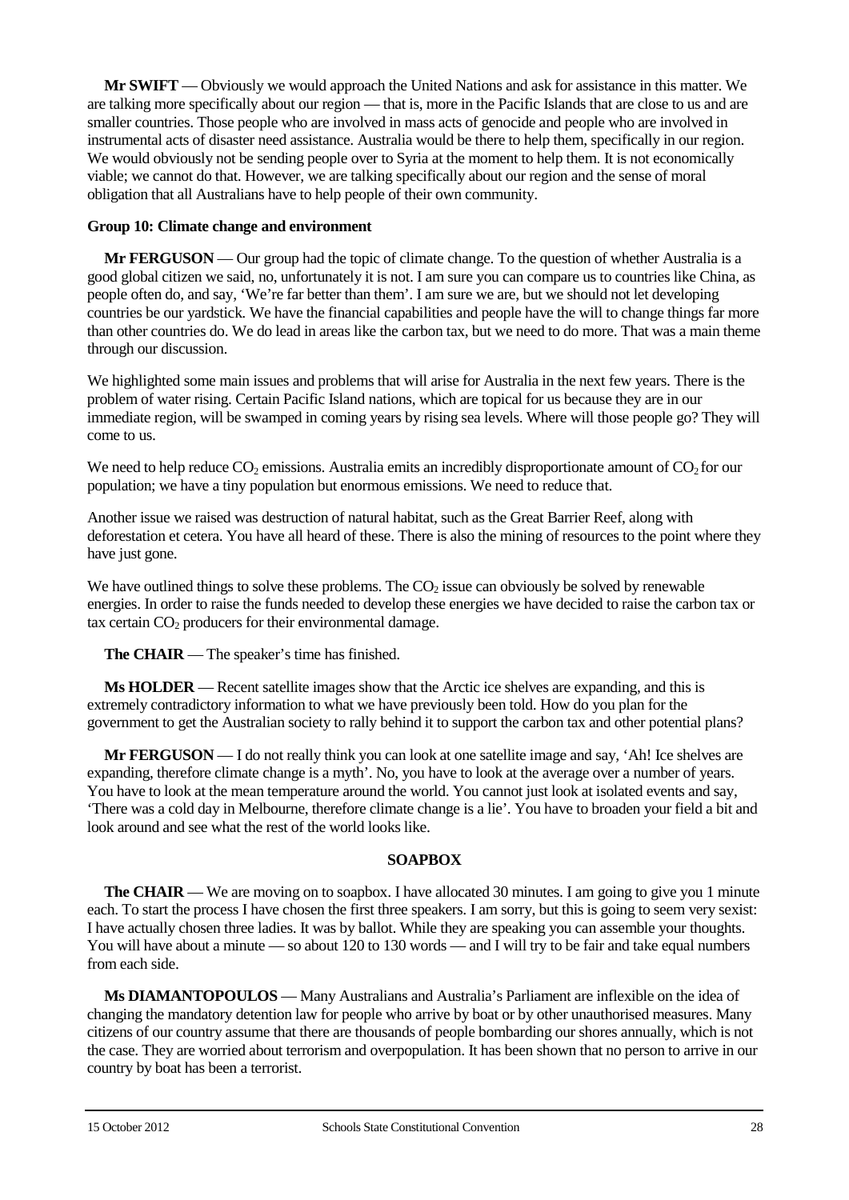**Mr SWIFT** — Obviously we would approach the United Nations and ask for assistance in this matter. We are talking more specifically about our region — that is, more in the Pacific Islands that are close to us and are smaller countries. Those people who are involved in mass acts of genocide and people who are involved in instrumental acts of disaster need assistance. Australia would be there to help them, specifically in our region. We would obviously not be sending people over to Syria at the moment to help them. It is not economically viable; we cannot do that. However, we are talking specifically about our region and the sense of moral obligation that all Australians have to help people of their own community.

**Group 10: Climate change and environment**

**Mr FERGUSON** — Our group had the topic of climate change. To the question of whether Australia is a good global citizen we said, no, unfortunately it is not. I am sure you can compare us to countries like China, as people often do, and say, 'We're far better than them'. I am sure we are, but we should not let developing countries be our yardstick. We have the financial capabilities and people have the will to change things far more than other countries do. We do lead in areas like the carbon tax, but we need to do more. That was a main theme through our discussion.

We highlighted some main issues and problems that will arise for Australia in the next few years. There is the problem of water rising. Certain Pacific Island nations, which are topical for us because they are in our immediate region, will be swamped in coming years by rising sea levels. Where will those people go? They will come to us.

We need to help reduce $CO_2$ emissions. Australia emits an incredibly disproportionate amount of $CO_2$ for our population; we have a tiny population but enormous emissions. We need to reduce that.

Another issue we raised was destruction of natural habitat, such as the Great Barrier Reef, along with deforestation et cetera. You have all heard of these. There is also the mining of resources to the point where they have just gone.

We have outlined things to solve these problems. The $CO_2$ issue can obviously be solved by renewable energies. In order to raise the funds needed to develop these energies we have decided to raise the carbon tax or tax certain $CO_2$ producers for their environmental damage.

**The CHAIR** — The speaker's time has finished.

**Ms HOLDER** — Recent satellite images show that the Arctic ice shelves are expanding, and this is extremely contradictory information to what we have previously been told. How do you plan for the government to get the Australian society to rally behind it to support the carbon tax and other potential plans?

**Mr FERGUSON** — I do not really think you can look at one satellite image and say, 'Ah! Ice shelves are expanding, therefore climate change is a myth'. No, you have to look at the average over a number of years. You have to look at the mean temperature around the world. You cannot just look at isolated events and say, 'There was a cold day in Melbourne, therefore climate change is a lie'. You have to broaden your field a bit and look around and see what the rest of the world looks like.

## SOAPBOX

**The CHAIR** — We are moving on to soapbox. I have allocated 30 minutes. I am going to give you 1 minute each. To start the process I have chosen the first three speakers. I am sorry, but this is going to seem very sexist: I have actually chosen three ladies. It was by ballot. While they are speaking you can assemble your thoughts. You will have about a minute — so about 120 to 130 words — and I will try to be fair and take equal numbers from each side.

**Ms DIAMANTOPOULOS** — Many Australians and Australia's Parliament are inflexible on the idea of changing the mandatory detention law for people who arrive by boat or by other unauthorised measures. Many citizens of our country assume that there are thousands of people bombarding our shores annually, which is not the case. They are worried about terrorism and overpopulation. It has been shown that no person to arrive in our country by boat has been a terrorist.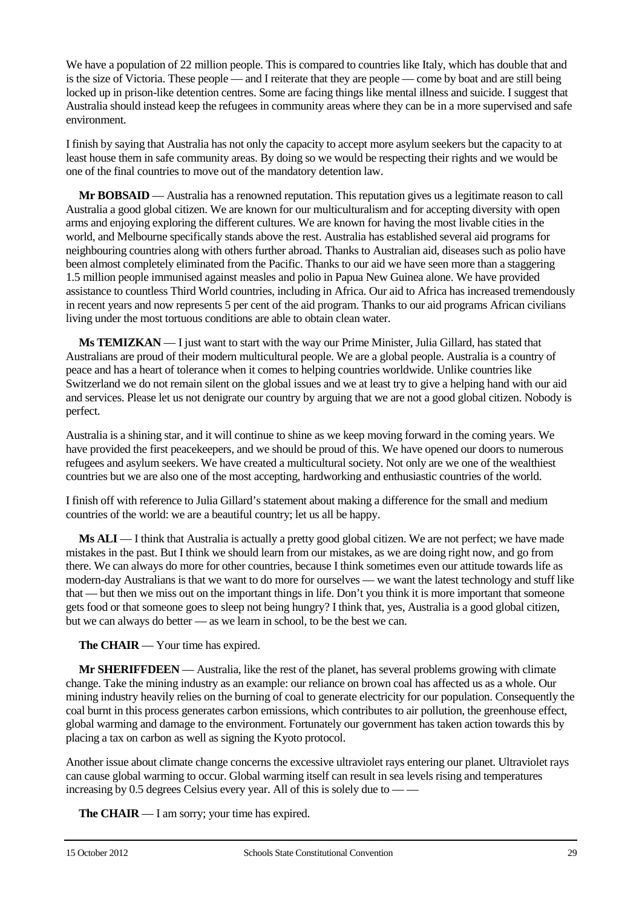We have a population of 22 million people. This is compared to countries like Italy, which has double that and is the size of Victoria. These people — and I reiterate that they are people — come by boat and are still being locked up in prison-like detention centres. Some are facing things like mental illness and suicide. I suggest that Australia should instead keep the refugees in community areas where they can be in a more supervised and safe environment.

I finish by saying that Australia has not only the capacity to accept more asylum seekers but the capacity to at least house them in safe community areas. By doing so we would be respecting their rights and we would be one of the final countries to move out of the mandatory detention law.

**Mr BOBSAID** — Australia has a renowned reputation. This reputation gives us a legitimate reason to call Australia a good global citizen. We are known for our multiculturalism and for accepting diversity with open arms and enjoying exploring the different cultures. We are known for having the most livable cities in the world, and Melbourne specifically stands above the rest. Australia has established several aid programs for neighbouring countries along with others further abroad. Thanks to Australian aid, diseases such as polio have been almost completely eliminated from the Pacific. Thanks to our aid we have seen more than a staggering 1.5 million people immunised against measles and polio in Papua New Guinea alone. We have provided assistance to countless Third World countries, including in Africa. Our aid to Africa has increased tremendously in recent years and now represents 5 per cent of the aid program. Thanks to our aid programs African civilians living under the most tortuous conditions are able to obtain clean water.

**Ms TEMIZKAN** — I just want to start with the way our Prime Minister, Julia Gillard, has stated that Australians are proud of their modern multicultural people. We are a global people. Australia is a country of peace and has a heart of tolerance when it comes to helping countries worldwide. Unlike countries like Switzerland we do not remain silent on the global issues and we at least try to give a helping hand with our aid and services. Please let us not denigrate our country by arguing that we are not a good global citizen. Nobody is perfect.

Australia is a shining star, and it will continue to shine as we keep moving forward in the coming years. We have provided the first peacekeepers, and we should be proud of this. We have opened our doors to numerous refugees and asylum seekers. We have created a multicultural society. Not only are we one of the wealthiest countries but we are also one of the most accepting, hardworking and enthusiastic countries of the world.

I finish off with reference to Julia Gillard's statement about making a difference for the small and medium countries of the world: we are a beautiful country; let us all be happy.

**Ms ALI** — I think that Australia is actually a pretty good global citizen. We are not perfect; we have made mistakes in the past. But I think we should learn from our mistakes, as we are doing right now, and go from there. We can always do more for other countries, because I think sometimes even our attitude towards life as modern-day Australians is that we want to do more for ourselves — we want the latest technology and stuff like that — but then we miss out on the important things in life. Don't you think it is more important that someone gets food or that someone goes to sleep not being hungry? I think that, yes, Australia is a good global citizen, but we can always do better — as we learn in school, to be the best we can.

**The CHAIR** — Your time has expired.

**Mr SHERIFFDEEN** — Australia, like the rest of the planet, has several problems growing with climate change. Take the mining industry as an example: our reliance on brown coal has affected us as a whole. Our mining industry heavily relies on the burning of coal to generate electricity for our population. Consequently the coal burnt in this process generates carbon emissions, which contributes to air pollution, the greenhouse effect, global warming and damage to the environment. Fortunately our government has taken action towards this by placing a tax on carbon as well as signing the Kyoto protocol.

Another issue about climate change concerns the excessive ultraviolet rays entering our planet. Ultraviolet rays can cause global warming to occur. Global warming itself can result in sea levels rising and temperatures increasing by 0.5 degrees Celsius every year. All of this is solely due to — —

**The CHAIR** — I am sorry; your time has expired.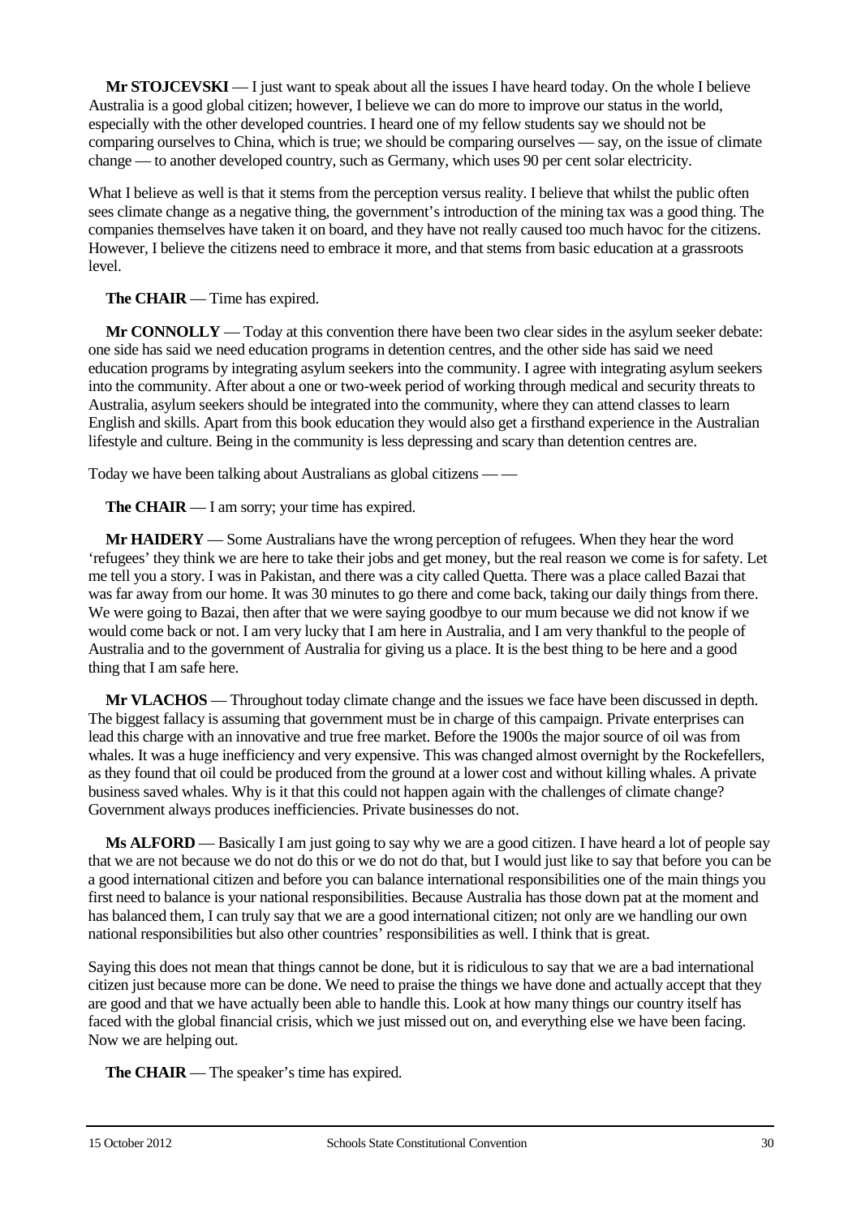**Mr STOJCEVSKI** — I just want to speak about all the issues I have heard today. On the whole I believe Australia is a good global citizen; however, I believe we can do more to improve our status in the world, especially with the other developed countries. I heard one of my fellow students say we should not be comparing ourselves to China, which is true; we should be comparing ourselves — say, on the issue of climate change — to another developed country, such as Germany, which uses 90 per cent solar electricity.

What I believe as well is that it stems from the perception versus reality. I believe that whilst the public often sees climate change as a negative thing, the government's introduction of the mining tax was a good thing. The companies themselves have taken it on board, and they have not really caused too much havoc for the citizens. However, I believe the citizens need to embrace it more, and that stems from basic education at a grassroots level.

**The CHAIR** — Time has expired.

**Mr CONNOLLY** — Today at this convention there have been two clear sides in the asylum seeker debate: one side has said we need education programs in detention centres, and the other side has said we need education programs by integrating asylum seekers into the community. I agree with integrating asylum seekers into the community. After about a one or two-week period of working through medical and security threats to Australia, asylum seekers should be integrated into the community, where they can attend classes to learn English and skills. Apart from this book education they would also get a firsthand experience in the Australian lifestyle and culture. Being in the community is less depressing and scary than detention centres are.

Today we have been talking about Australians as global citizens — —

**The CHAIR** — I am sorry; your time has expired.

**Mr HAIDERY** — Some Australians have the wrong perception of refugees. When they hear the word 'refugees' they think we are here to take their jobs and get money, but the real reason we come is for safety. Let me tell you a story. I was in Pakistan, and there was a city called Quetta. There was a place called Bazai that was far away from our home. It was 30 minutes to go there and come back, taking our daily things from there. We were going to Bazai, then after that we were saying goodbye to our mum because we did not know if we would come back or not. I am very lucky that I am here in Australia, and I am very thankful to the people of Australia and to the government of Australia for giving us a place. It is the best thing to be here and a good thing that I am safe here.

**Mr VLACHOS** — Throughout today climate change and the issues we face have been discussed in depth. The biggest fallacy is assuming that government must be in charge of this campaign. Private enterprises can lead this charge with an innovative and true free market. Before the 1900s the major source of oil was from whales. It was a huge inefficiency and very expensive. This was changed almost overnight by the Rockefellers, as they found that oil could be produced from the ground at a lower cost and without killing whales. A private business saved whales. Why is it that this could not happen again with the challenges of climate change? Government always produces inefficiencies. Private businesses do not.

**Ms ALFORD** — Basically I am just going to say why we are a good citizen. I have heard a lot of people say that we are not because we do not do this or we do not do that, but I would just like to say that before you can be a good international citizen and before you can balance international responsibilities one of the main things you first need to balance is your national responsibilities. Because Australia has those down pat at the moment and has balanced them, I can truly say that we are a good international citizen; not only are we handling our own national responsibilities but also other countries' responsibilities as well. I think that is great.

Saying this does not mean that things cannot be done, but it is ridiculous to say that we are a bad international citizen just because more can be done. We need to praise the things we have done and actually accept that they are good and that we have actually been able to handle this. Look at how many things our country itself has faced with the global financial crisis, which we just missed out on, and everything else we have been facing. Now we are helping out.

**The CHAIR** — The speaker's time has expired.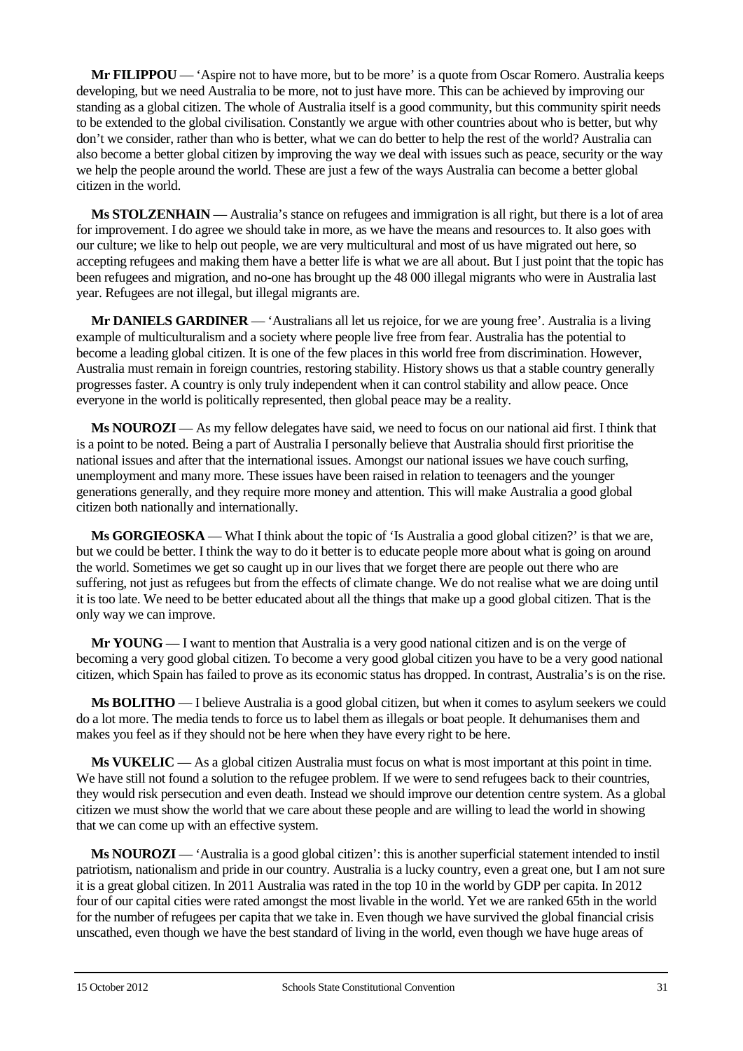**Mr FILIPPOU** — 'Aspire not to have more, but to be more' is a quote from Oscar Romero. Australia keeps developing, but we need Australia to be more, not to just have more. This can be achieved by improving our standing as a global citizen. The whole of Australia itself is a good community, but this community spirit needs to be extended to the global civilisation. Constantly we argue with other countries about who is better, but why don't we consider, rather than who is better, what we can do better to help the rest of the world? Australia can also become a better global citizen by improving the way we deal with issues such as peace, security or the way we help the people around the world. These are just a few of the ways Australia can become a better global citizen in the world.

**Ms STOLZENHAIN** — Australia's stance on refugees and immigration is all right, but there is a lot of area for improvement. I do agree we should take in more, as we have the means and resources to. It also goes with our culture; we like to help out people, we are very multicultural and most of us have migrated out here, so accepting refugees and making them have a better life is what we are all about. But I just point that the topic has been refugees and migration, and no-one has brought up the 48 000 illegal migrants who were in Australia last year. Refugees are not illegal, but illegal migrants are.

**Mr DANIELS GARDINER** — 'Australians all let us rejoice, for we are young free'. Australia is a living example of multiculturalism and a society where people live free from fear. Australia has the potential to become a leading global citizen. It is one of the few places in this world free from discrimination. However, Australia must remain in foreign countries, restoring stability. History shows us that a stable country generally progresses faster. A country is only truly independent when it can control stability and allow peace. Once everyone in the world is politically represented, then global peace may be a reality.

**Ms NOUROZI** — As my fellow delegates have said, we need to focus on our national aid first. I think that is a point to be noted. Being a part of Australia I personally believe that Australia should first prioritise the national issues and after that the international issues. Amongst our national issues we have couch surfing, unemployment and many more. These issues have been raised in relation to teenagers and the younger generations generally, and they require more money and attention. This will make Australia a good global citizen both nationally and internationally.

**Ms GORGIEOSKA** — What I think about the topic of 'Is Australia a good global citizen?' is that we are, but we could be better. I think the way to do it better is to educate people more about what is going on around the world. Sometimes we get so caught up in our lives that we forget there are people out there who are suffering, not just as refugees but from the effects of climate change. We do not realise what we are doing until it is too late. We need to be better educated about all the things that make up a good global citizen. That is the only way we can improve.

**Mr YOUNG** — I want to mention that Australia is a very good national citizen and is on the verge of becoming a very good global citizen. To become a very good global citizen you have to be a very good national citizen, which Spain has failed to prove as its economic status has dropped. In contrast, Australia's is on the rise.

**Ms BOLITHO** — I believe Australia is a good global citizen, but when it comes to asylum seekers we could do a lot more. The media tends to force us to label them as illegals or boat people. It dehumanises them and makes you feel as if they should not be here when they have every right to be here.

**Ms VUKELIC** — As a global citizen Australia must focus on what is most important at this point in time. We have still not found a solution to the refugee problem. If we were to send refugees back to their countries, they would risk persecution and even death. Instead we should improve our detention centre system. As a global citizen we must show the world that we care about these people and are willing to lead the world in showing that we can come up with an effective system.

**Ms NOUROZI** — 'Australia is a good global citizen': this is another superficial statement intended to instil patriotism, nationalism and pride in our country. Australia is a lucky country, even a great one, but I am not sure it is a great global citizen. In 2011 Australia was rated in the top 10 in the world by GDP per capita. In 2012 four of our capital cities were rated amongst the most livable in the world. Yet we are ranked 65th in the world for the number of refugees per capita that we take in. Even though we have survived the global financial crisis unscathed, even though we have the best standard of living in the world, even though we have huge areas of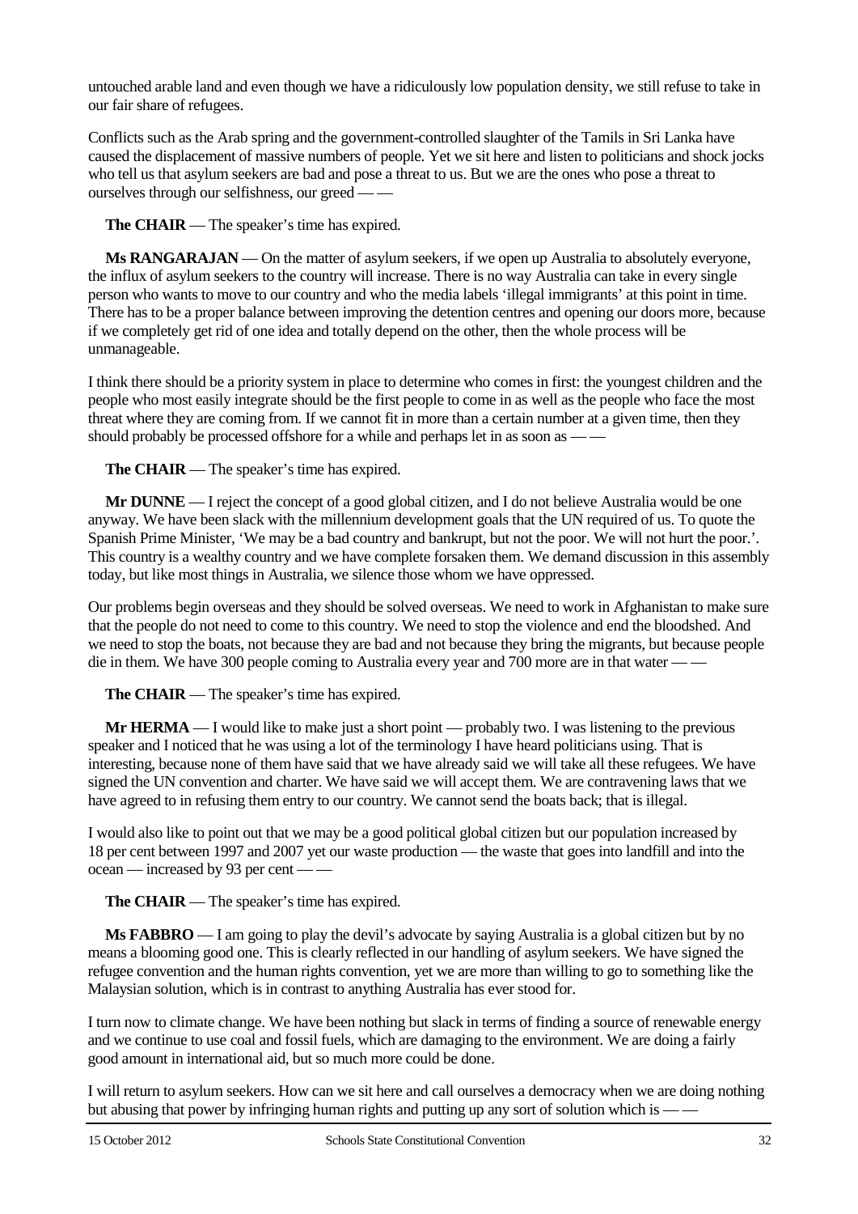untouched arable land and even though we have a ridiculously low population density, we still refuse to take in our fair share of refugees.

Conflicts such as the Arab spring and the government-controlled slaughter of the Tamils in Sri Lanka have caused the displacement of massive numbers of people. Yet we sit here and listen to politicians and shock jocks who tell us that asylum seekers are bad and pose a threat to us. But we are the ones who pose a threat to ourselves through our selfishness, our greed — —

**The CHAIR** — The speaker's time has expired.

**Ms RANGARAJAN** — On the matter of asylum seekers, if we open up Australia to absolutely everyone, the influx of asylum seekers to the country will increase. There is no way Australia can take in every single person who wants to move to our country and who the media labels 'illegal immigrants' at this point in time. There has to be a proper balance between improving the detention centres and opening our doors more, because if we completely get rid of one idea and totally depend on the other, then the whole process will be unmanageable.

I think there should be a priority system in place to determine who comes in first: the youngest children and the people who most easily integrate should be the first people to come in as well as the people who face the most threat where they are coming from. If we cannot fit in more than a certain number at a given time, then they should probably be processed offshore for a while and perhaps let in as soon as — —

**The CHAIR** — The speaker's time has expired.

**Mr DUNNE** — I reject the concept of a good global citizen, and I do not believe Australia would be one anyway. We have been slack with the millennium development goals that the UN required of us. To quote the Spanish Prime Minister, 'We may be a bad country and bankrupt, but not the poor. We will not hurt the poor.'. This country is a wealthy country and we have complete forsaken them. We demand discussion in this assembly today, but like most things in Australia, we silence those whom we have oppressed.

Our problems begin overseas and they should be solved overseas. We need to work in Afghanistan to make sure that the people do not need to come to this country. We need to stop the violence and end the bloodshed. And we need to stop the boats, not because they are bad and not because they bring the migrants, but because people die in them. We have 300 people coming to Australia every year and 700 more are in that water — —

**The CHAIR** — The speaker's time has expired.

**Mr HERMA** — I would like to make just a short point — probably two. I was listening to the previous speaker and I noticed that he was using a lot of the terminology I have heard politicians using. That is interesting, because none of them have said that we have already said we will take all these refugees. We have signed the UN convention and charter. We have said we will accept them. We are contravening laws that we have agreed to in refusing them entry to our country. We cannot send the boats back; that is illegal.

I would also like to point out that we may be a good political global citizen but our population increased by 18 per cent between 1997 and 2007 yet our waste production — the waste that goes into landfill and into the ocean — increased by 93 per cent — —

**The CHAIR** — The speaker's time has expired.

**Ms FABBRO** — I am going to play the devil's advocate by saying Australia is a global citizen but by no means a blooming good one. This is clearly reflected in our handling of asylum seekers. We have signed the refugee convention and the human rights convention, yet we are more than willing to go to something like the Malaysian solution, which is in contrast to anything Australia has ever stood for.

I turn now to climate change. We have been nothing but slack in terms of finding a source of renewable energy and we continue to use coal and fossil fuels, which are damaging to the environment. We are doing a fairly good amount in international aid, but so much more could be done.

I will return to asylum seekers. How can we sit here and call ourselves a democracy when we are doing nothing but abusing that power by infringing human rights and putting up any sort of solution which is — —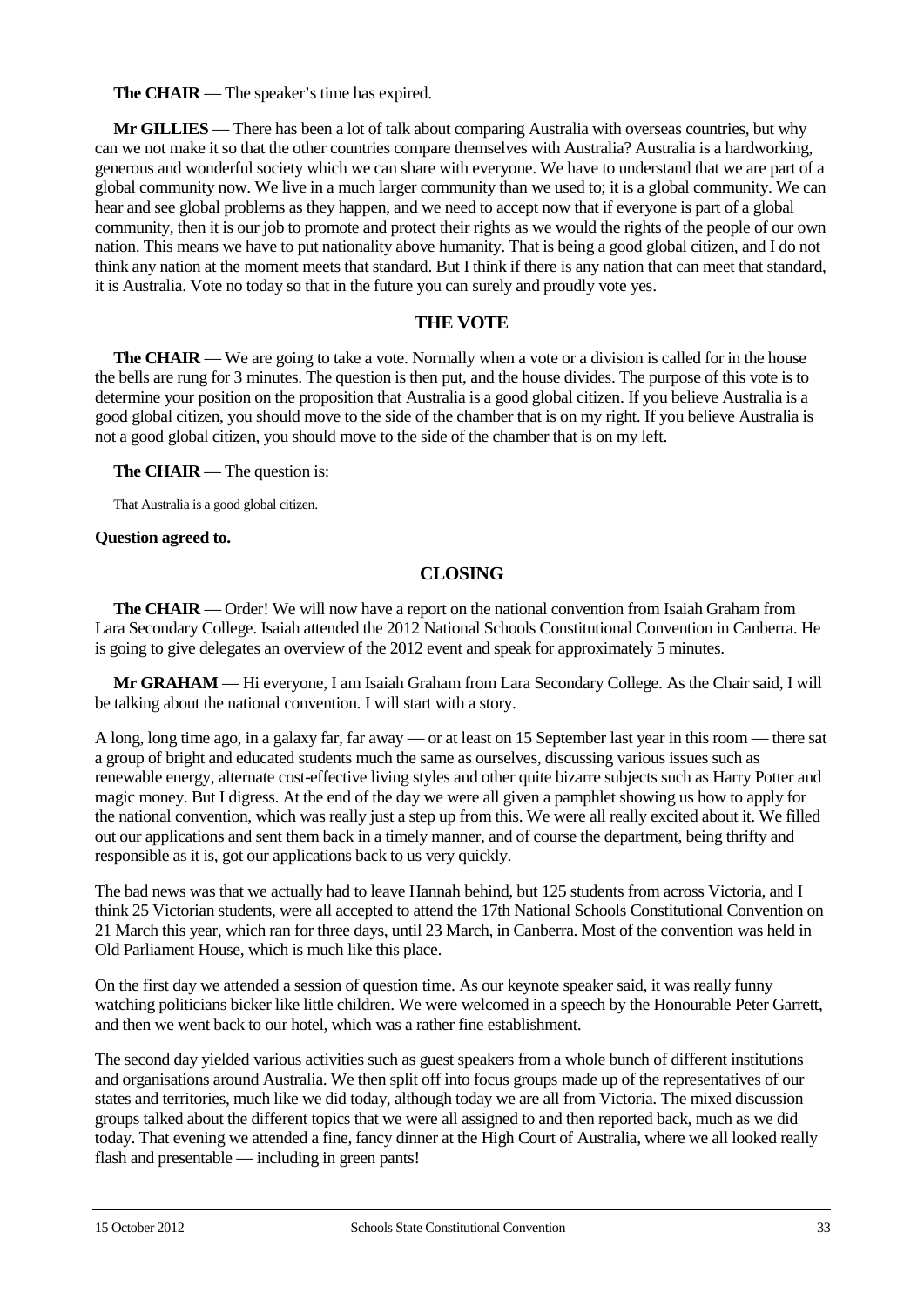**The CHAIR** — The speaker's time has expired.

**Mr GILLIES** — There has been a lot of talk about comparing Australia with overseas countries, but why can we not make it so that the other countries compare themselves with Australia? Australia is a hardworking, generous and wonderful society which we can share with everyone. We have to understand that we are part of a global community now. We live in a much larger community than we used to; it is a global community. We can hear and see global problems as they happen, and we need to accept now that if everyone is part of a global community, then it is our job to promote and protect their rights as we would the rights of the people of our own nation. This means we have to put nationality above humanity. That is being a good global citizen, and I do not think any nation at the moment meets that standard. But I think if there is any nation that can meet that standard, it is Australia. Vote no today so that in the future you can surely and proudly vote yes.

## THE VOTE

**The CHAIR** — We are going to take a vote. Normally when a vote or a division is called for in the house the bells are rung for 3 minutes. The question is then put, and the house divides. The purpose of this vote is to determine your position on the proposition that Australia is a good global citizen. If you believe Australia is a good global citizen, you should move to the side of the chamber that is on my right. If you believe Australia is not a good global citizen, you should move to the side of the chamber that is on my left.

**The CHAIR** — The question is:

That Australia is a good global citizen.

**Question agreed to.**

## CLOSING

**The CHAIR** — Order! We will now have a report on the national convention from Isaiah Graham from Lara Secondary College. Isaiah attended the 2012 National Schools Constitutional Convention in Canberra. He is going to give delegates an overview of the 2012 event and speak for approximately 5 minutes.

**Mr GRAHAM** — Hi everyone, I am Isaiah Graham from Lara Secondary College. As the Chair said, I will be talking about the national convention. I will start with a story.

A long, long time ago, in a galaxy far, far away — or at least on 15 September last year in this room — there sat a group of bright and educated students much the same as ourselves, discussing various issues such as renewable energy, alternate cost-effective living styles and other quite bizarre subjects such as Harry Potter and magic money. But I digress. At the end of the day we were all given a pamphlet showing us how to apply for the national convention, which was really just a step up from this. We were all really excited about it. We filled out our applications and sent them back in a timely manner, and of course the department, being thrifty and responsible as it is, got our applications back to us very quickly.

The bad news was that we actually had to leave Hannah behind, but 125 students from across Victoria, and I think 25 Victorian students, were all accepted to attend the 17th National Schools Constitutional Convention on 21 March this year, which ran for three days, until 23 March, in Canberra. Most of the convention was held in Old Parliament House, which is much like this place.

On the first day we attended a session of question time. As our keynote speaker said, it was really funny watching politicians bicker like little children. We were welcomed in a speech by the Honourable Peter Garrett, and then we went back to our hotel, which was a rather fine establishment.

The second day yielded various activities such as guest speakers from a whole bunch of different institutions and organisations around Australia. We then split off into focus groups made up of the representatives of our states and territories, much like we did today, although today we are all from Victoria. The mixed discussion groups talked about the different topics that we were all assigned to and then reported back, much as we did today. That evening we attended a fine, fancy dinner at the High Court of Australia, where we all looked really flash and presentable — including in green pants!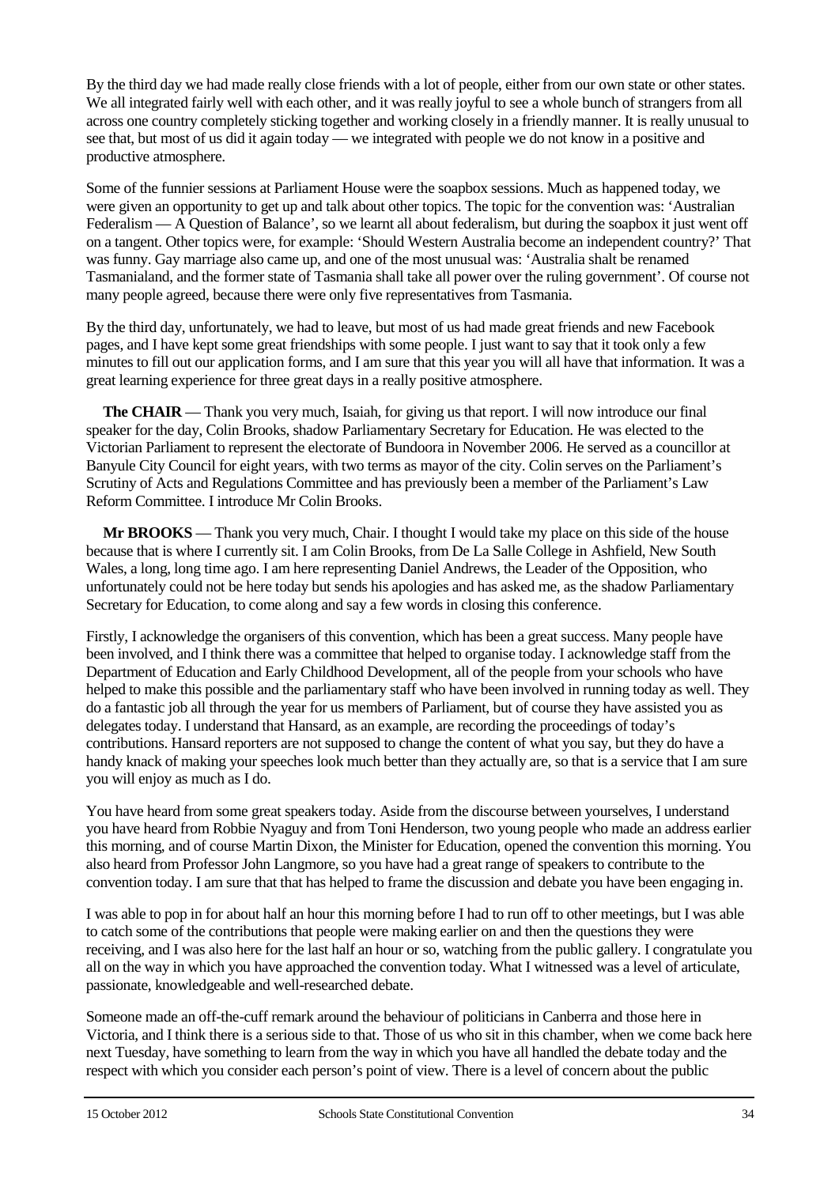By the third day we had made really close friends with a lot of people, either from our own state or other states. We all integrated fairly well with each other, and it was really joyful to see a whole bunch of strangers from all across one country completely sticking together and working closely in a friendly manner. It is really unusual to see that, but most of us did it again today — we integrated with people we do not know in a positive and productive atmosphere.

Some of the funnier sessions at Parliament House were the soapbox sessions. Much as happened today, we were given an opportunity to get up and talk about other topics. The topic for the convention was: 'Australian Federalism — A Question of Balance', so we learnt all about federalism, but during the soapbox it just went off on a tangent. Other topics were, for example: 'Should Western Australia become an independent country?' That was funny. Gay marriage also came up, and one of the most unusual was: 'Australia shalt be renamed Tasmanialand, and the former state of Tasmania shall take all power over the ruling government'. Of course not many people agreed, because there were only five representatives from Tasmania.

By the third day, unfortunately, we had to leave, but most of us had made great friends and new Facebook pages, and I have kept some great friendships with some people. I just want to say that it took only a few minutes to fill out our application forms, and I am sure that this year you will all have that information. It was a great learning experience for three great days in a really positive atmosphere.

**The CHAIR** — Thank you very much, Isaiah, for giving us that report. I will now introduce our final speaker for the day, Colin Brooks, shadow Parliamentary Secretary for Education. He was elected to the Victorian Parliament to represent the electorate of Bundoora in November 2006. He served as a councillor at Banyule City Council for eight years, with two terms as mayor of the city. Colin serves on the Parliament's Scrutiny of Acts and Regulations Committee and has previously been a member of the Parliament's Law Reform Committee. I introduce Mr Colin Brooks.

**Mr BROOKS** — Thank you very much, Chair. I thought I would take my place on this side of the house because that is where I currently sit. I am Colin Brooks, from De La Salle College in Ashfield, New South Wales, a long, long time ago. I am here representing Daniel Andrews, the Leader of the Opposition, who unfortunately could not be here today but sends his apologies and has asked me, as the shadow Parliamentary Secretary for Education, to come along and say a few words in closing this conference.

Firstly, I acknowledge the organisers of this convention, which has been a great success. Many people have been involved, and I think there was a committee that helped to organise today. I acknowledge staff from the Department of Education and Early Childhood Development, all of the people from your schools who have helped to make this possible and the parliamentary staff who have been involved in running today as well. They do a fantastic job all through the year for us members of Parliament, but of course they have assisted you as delegates today. I understand that Hansard, as an example, are recording the proceedings of today's contributions. Hansard reporters are not supposed to change the content of what you say, but they do have a handy knack of making your speeches look much better than they actually are, so that is a service that I am sure you will enjoy as much as I do.

You have heard from some great speakers today. Aside from the discourse between yourselves, I understand you have heard from Robbie Nyaguy and from Toni Henderson, two young people who made an address earlier this morning, and of course Martin Dixon, the Minister for Education, opened the convention this morning. You also heard from Professor John Langmore, so you have had a great range of speakers to contribute to the convention today. I am sure that that has helped to frame the discussion and debate you have been engaging in.

I was able to pop in for about half an hour this morning before I had to run off to other meetings, but I was able to catch some of the contributions that people were making earlier on and then the questions they were receiving, and I was also here for the last half an hour or so, watching from the public gallery. I congratulate you all on the way in which you have approached the convention today. What I witnessed was a level of articulate, passionate, knowledgeable and well-researched debate.

Someone made an off-the-cuff remark around the behaviour of politicians in Canberra and those here in Victoria, and I think there is a serious side to that. Those of us who sit in this chamber, when we come back here next Tuesday, have something to learn from the way in which you have all handled the debate today and the respect with which you consider each person's point of view. There is a level of concern about the public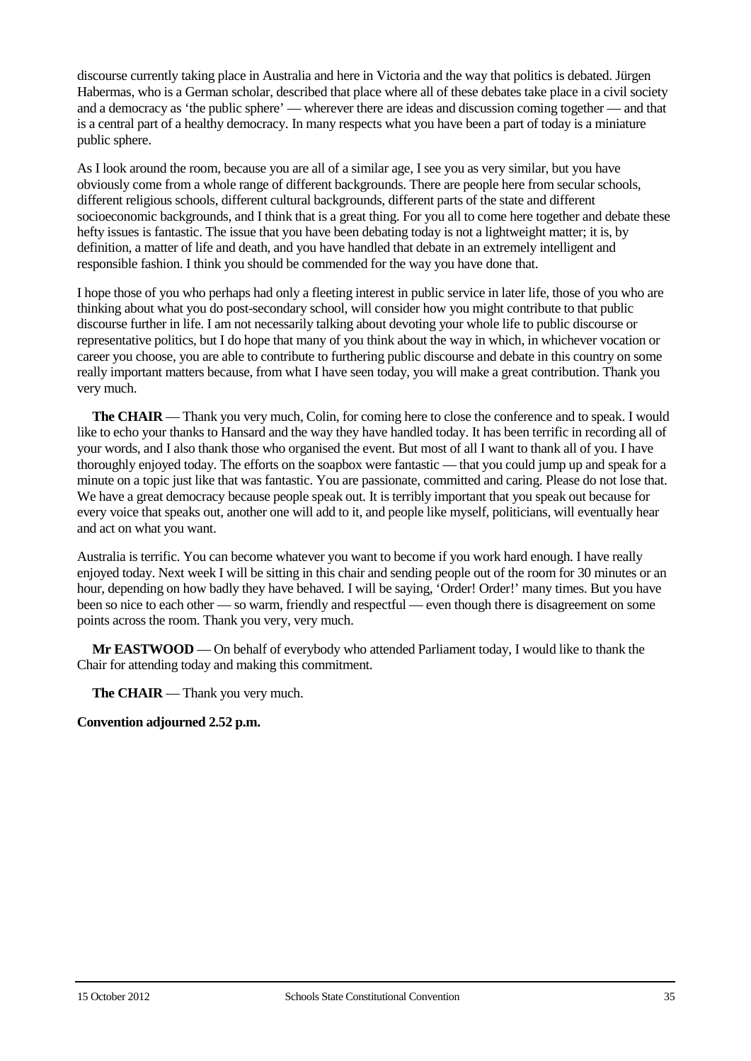discourse currently taking place in Australia and here in Victoria and the way that politics is debated. Jürgen Habermas, who is a German scholar, described that place where all of these debates take place in a civil society and a democracy as 'the public sphere' — wherever there are ideas and discussion coming together — and that is a central part of a healthy democracy. In many respects what you have been a part of today is a miniature public sphere.

As I look around the room, because you are all of a similar age, I see you as very similar, but you have obviously come from a whole range of different backgrounds. There are people here from secular schools, different religious schools, different cultural backgrounds, different parts of the state and different socioeconomic backgrounds, and I think that is a great thing. For you all to come here together and debate these hefty issues is fantastic. The issue that you have been debating today is not a lightweight matter; it is, by definition, a matter of life and death, and you have handled that debate in an extremely intelligent and responsible fashion. I think you should be commended for the way you have done that.

I hope those of you who perhaps had only a fleeting interest in public service in later life, those of you who are thinking about what you do post-secondary school, will consider how you might contribute to that public discourse further in life. I am not necessarily talking about devoting your whole life to public discourse or representative politics, but I do hope that many of you think about the way in which, in whichever vocation or career you choose, you are able to contribute to furthering public discourse and debate in this country on some really important matters because, from what I have seen today, you will make a great contribution. Thank you very much.

**The CHAIR** — Thank you very much, Colin, for coming here to close the conference and to speak. I would like to echo your thanks to Hansard and the way they have handled today. It has been terrific in recording all of your words, and I also thank those who organised the event. But most of all I want to thank all of you. I have thoroughly enjoyed today. The efforts on the soapbox were fantastic — that you could jump up and speak for a minute on a topic just like that was fantastic. You are passionate, committed and caring. Please do not lose that. We have a great democracy because people speak out. It is terribly important that you speak out because for every voice that speaks out, another one will add to it, and people like myself, politicians, will eventually hear and act on what you want.

Australia is terrific. You can become whatever you want to become if you work hard enough. I have really enjoyed today. Next week I will be sitting in this chair and sending people out of the room for 30 minutes or an hour, depending on how badly they have behaved. I will be saying, 'Order! Order!' many times. But you have been so nice to each other — so warm, friendly and respectful — even though there is disagreement on some points across the room. Thank you very, very much.

**Mr EASTWOOD** — On behalf of everybody who attended Parliament today, I would like to thank the Chair for attending today and making this commitment.

**The CHAIR** — Thank you very much.

**Convention adjourned 2.52 p.m.**